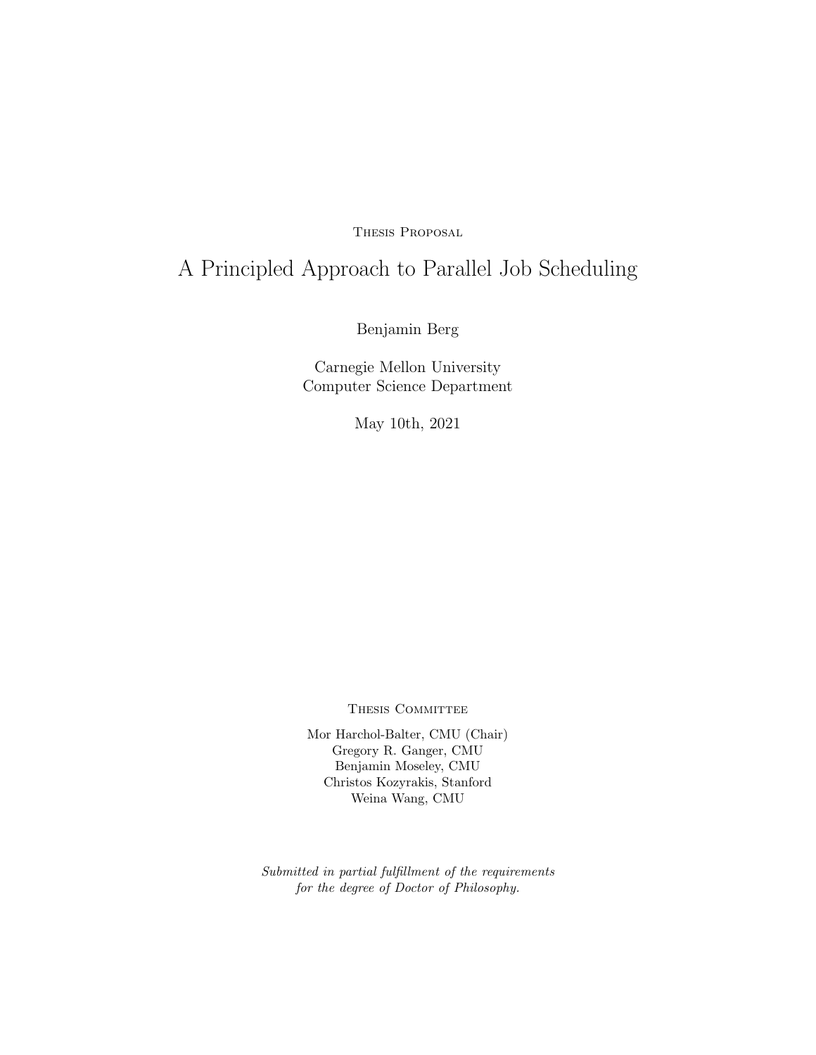Thesis Proposal

# A Principled Approach to Parallel Job Scheduling

Benjamin Berg

Carnegie Mellon University
Computer Science Department

May 10th, 2021

Thesis Committee

Mor Harchol-Balter, CMU (Chair)
Gregory R. Ganger, CMU
Benjamin Moseley, CMU
Christos Kozyrakis, Stanford
Weina Wang, CMU

*Submitted in partial fulfillment of the requirements for the degree of Doctor of Philosophy.*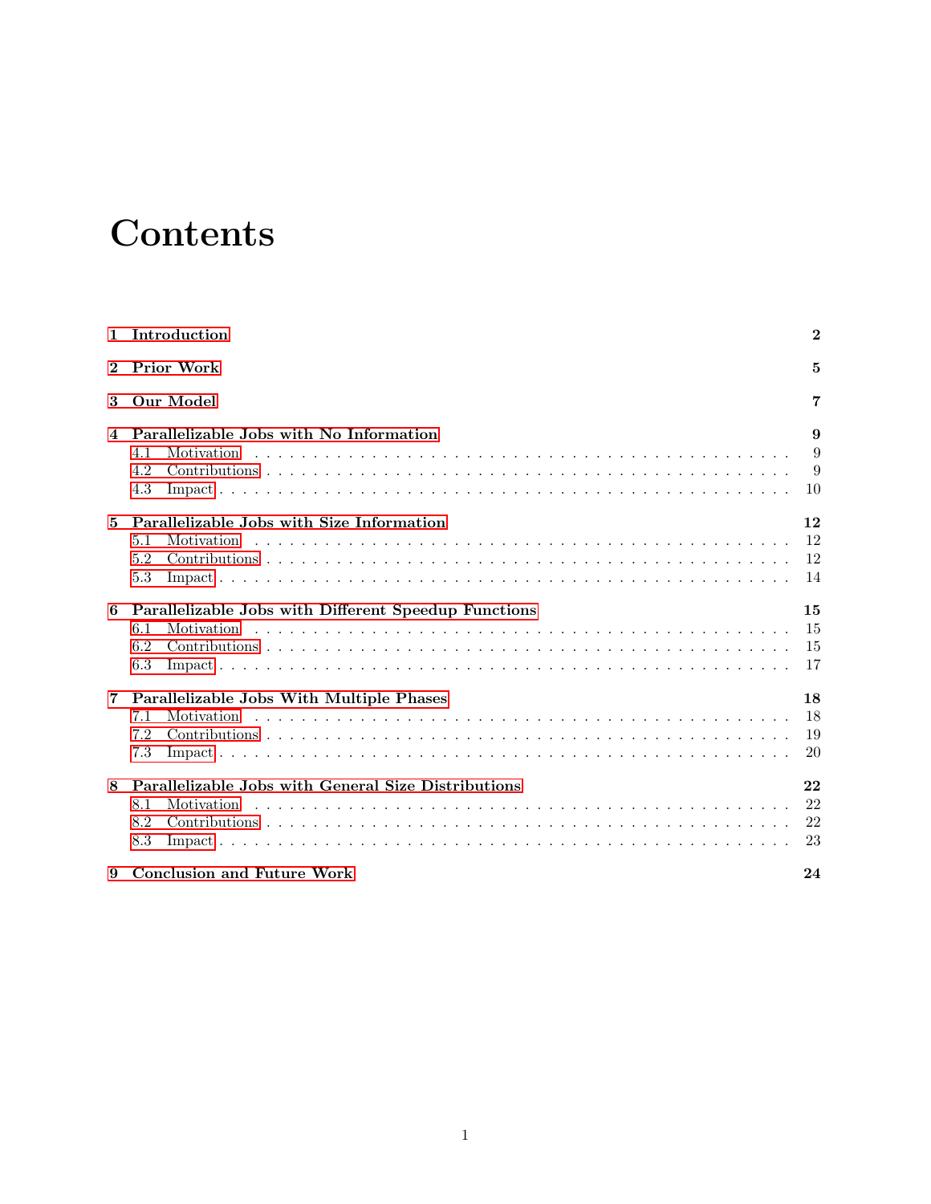# Contents

1 Introduction — 2

2 Prior Work — 5

3 Our Model — 7

4 Parallelizable Jobs with No Information — 9
- 4.1 Motivation — 9
- 4.2 Contributions — 9
- 4.3 Impact — 10

5 Parallelizable Jobs with Size Information — 12
- 5.1 Motivation — 12
- 5.2 Contributions — 12
- 5.3 Impact — 14

6 Parallelizable Jobs with Different Speedup Functions — 15
- 6.1 Motivation — 15
- 6.2 Contributions — 15
- 6.3 Impact — 17

7 Parallelizable Jobs With Multiple Phases — 18
- 7.1 Motivation — 18
- 7.2 Contributions — 19
- 7.3 Impact — 20

8 Parallelizable Jobs with General Size Distributions — 22
- 8.1 Motivation — 22
- 8.2 Contributions — 22
- 8.3 Impact — 23

9 Conclusion and Future Work — 24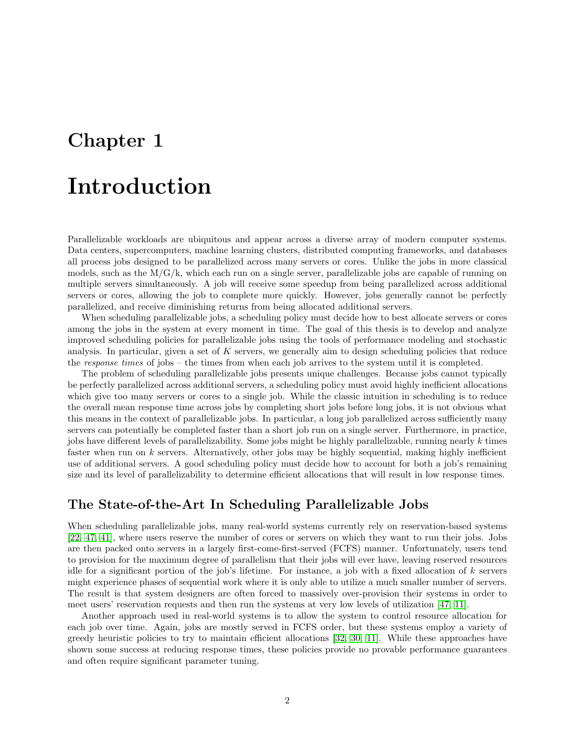# Chapter 1

# Introduction

Parallelizable workloads are ubiquitous and appear across a diverse array of modern computer systems. Data centers, supercomputers, machine learning clusters, distributed computing frameworks, and databases all process jobs designed to be parallelized across many servers or cores. Unlike the jobs in more classical models, such as the M/G/k, which each run on a single server, parallelizable jobs are capable of running on multiple servers simultaneously. A job will receive some speedup from being parallelized across additional servers or cores, allowing the job to complete more quickly. However, jobs generally cannot be perfectly parallelized, and receive diminishing returns from being allocated additional servers.

When scheduling parallelizable jobs, a scheduling policy must decide how to best allocate servers or cores among the jobs in the system at every moment in time. The goal of this thesis is to develop and analyze improved scheduling policies for parallelizable jobs using the tools of performance modeling and stochastic analysis. In particular, given a set of $K$ servers, we generally aim to design scheduling policies that reduce the *response times* of jobs – the times from when each job arrives to the system until it is completed.

The problem of scheduling parallelizable jobs presents unique challenges. Because jobs cannot typically be perfectly parallelized across additional servers, a scheduling policy must avoid highly inefficient allocations which give too many servers or cores to a single job. While the classic intuition in scheduling is to reduce the overall mean response time across jobs by completing short jobs before long jobs, it is not obvious what this means in the context of parallelizable jobs. In particular, a long job parallelized across sufficiently many servers can potentially be completed faster than a short job run on a single server. Furthermore, in practice, jobs have different levels of parallelizability. Some jobs might be highly parallelizable, running nearly $k$ times faster when run on $k$ servers. Alternatively, other jobs may be highly sequential, making highly inefficient use of additional servers. A good scheduling policy must decide how to account for both a job's remaining size and its level of parallelizability to determine efficient allocations that will result in low response times.

## The State-of-the-Art In Scheduling Parallelizable Jobs

When scheduling parallelizable jobs, many real-world systems currently rely on reservation-based systems [22, 47, 41], where users reserve the number of cores or servers on which they want to run their jobs. Jobs are then packed onto servers in a largely first-come-first-served (FCFS) manner. Unfortunately, users tend to provision for the maximum degree of parallelism that their jobs will ever have, leaving reserved resources idle for a significant portion of the job's lifetime. For instance, a job with a fixed allocation of $k$ servers might experience phases of sequential work where it is only able to utilize a much smaller number of servers. The result is that system designers are often forced to massively over-provision their systems in order to meet users' reservation requests and then run the systems at very low levels of utilization [47, 11].

Another approach used in real-world systems is to allow the system to control resource allocation for each job over time. Again, jobs are mostly served in FCFS order, but these systems employ a variety of greedy heuristic policies to try to maintain efficient allocations [32, 30, 11]. While these approaches have shown some success at reducing response times, these policies provide no provable performance guarantees and often require significant parameter tuning.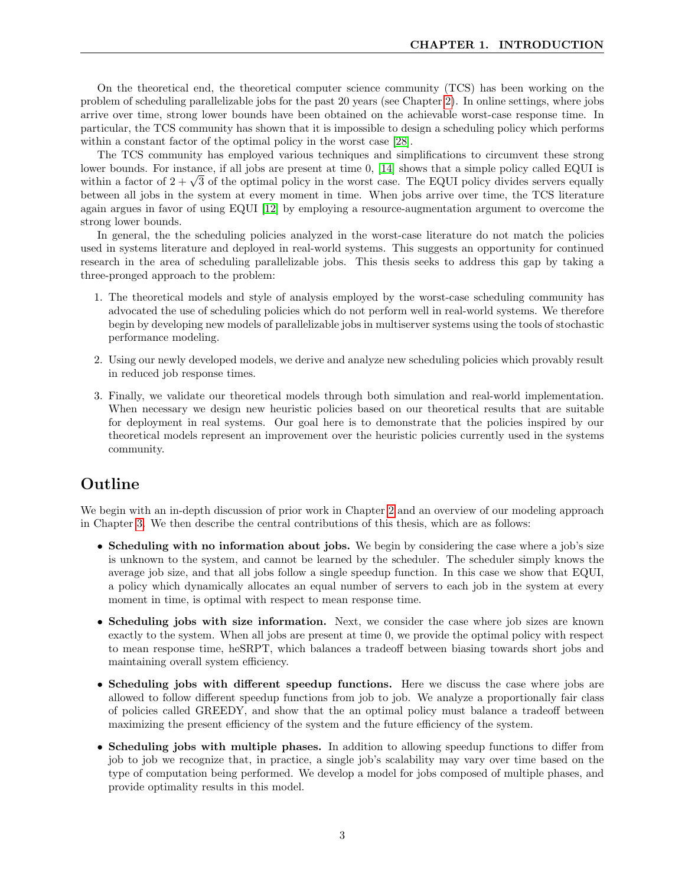On the theoretical end, the theoretical computer science community (TCS) has been working on the problem of scheduling parallelizable jobs for the past 20 years (see Chapter 2). In online settings, where jobs arrive over time, strong lower bounds have been obtained on the achievable worst-case response time. In particular, the TCS community has shown that it is impossible to design a scheduling policy which performs within a constant factor of the optimal policy in the worst case [28].

The TCS community has employed various techniques and simplifications to circumvent these strong lower bounds. For instance, if all jobs are present at time 0, [14] shows that a simple policy called EQUI is within a factor of $2 + \sqrt{3}$ of the optimal policy in the worst case. The EQUI policy divides servers equally between all jobs in the system at every moment in time. When jobs arrive over time, the TCS literature again argues in favor of using EQUI [12] by employing a resource-augmentation argument to overcome the strong lower bounds.

In general, the the scheduling policies analyzed in the worst-case literature do not match the policies used in systems literature and deployed in real-world systems. This suggests an opportunity for continued research in the area of scheduling parallelizable jobs. This thesis seeks to address this gap by taking a three-pronged approach to the problem:

1. The theoretical models and style of analysis employed by the worst-case scheduling community has advocated the use of scheduling policies which do not perform well in real-world systems. We therefore begin by developing new models of parallelizable jobs in multiserver systems using the tools of stochastic performance modeling.

2. Using our newly developed models, we derive and analyze new scheduling policies which provably result in reduced job response times.

3. Finally, we validate our theoretical models through both simulation and real-world implementation. When necessary we design new heuristic policies based on our theoretical results that are suitable for deployment in real systems. Our goal here is to demonstrate that the policies inspired by our theoretical models represent an improvement over the heuristic policies currently used in the systems community.

## Outline

We begin with an in-depth discussion of prior work in Chapter 2 and an overview of our modeling approach in Chapter 3. We then describe the central contributions of this thesis, which are as follows:

- **Scheduling with no information about jobs.** We begin by considering the case where a job's size is unknown to the system, and cannot be learned by the scheduler. The scheduler simply knows the average job size, and that all jobs follow a single speedup function. In this case we show that EQUI, a policy which dynamically allocates an equal number of servers to each job in the system at every moment in time, is optimal with respect to mean response time.

- **Scheduling jobs with size information.** Next, we consider the case where job sizes are known exactly to the system. When all jobs are present at time 0, we provide the optimal policy with respect to mean response time, heSRPT, which balances a tradeoff between biasing towards short jobs and maintaining overall system efficiency.

- **Scheduling jobs with different speedup functions.** Here we discuss the case where jobs are allowed to follow different speedup functions from job to job. We analyze a proportionally fair class of policies called GREEDY, and show that the an optimal policy must balance a tradeoff between maximizing the present efficiency of the system and the future efficiency of the system.

- **Scheduling jobs with multiple phases.** In addition to allowing speedup functions to differ from job to job we recognize that, in practice, a single job's scalability may vary over time based on the type of computation being performed. We develop a model for jobs composed of multiple phases, and provide optimality results in this model.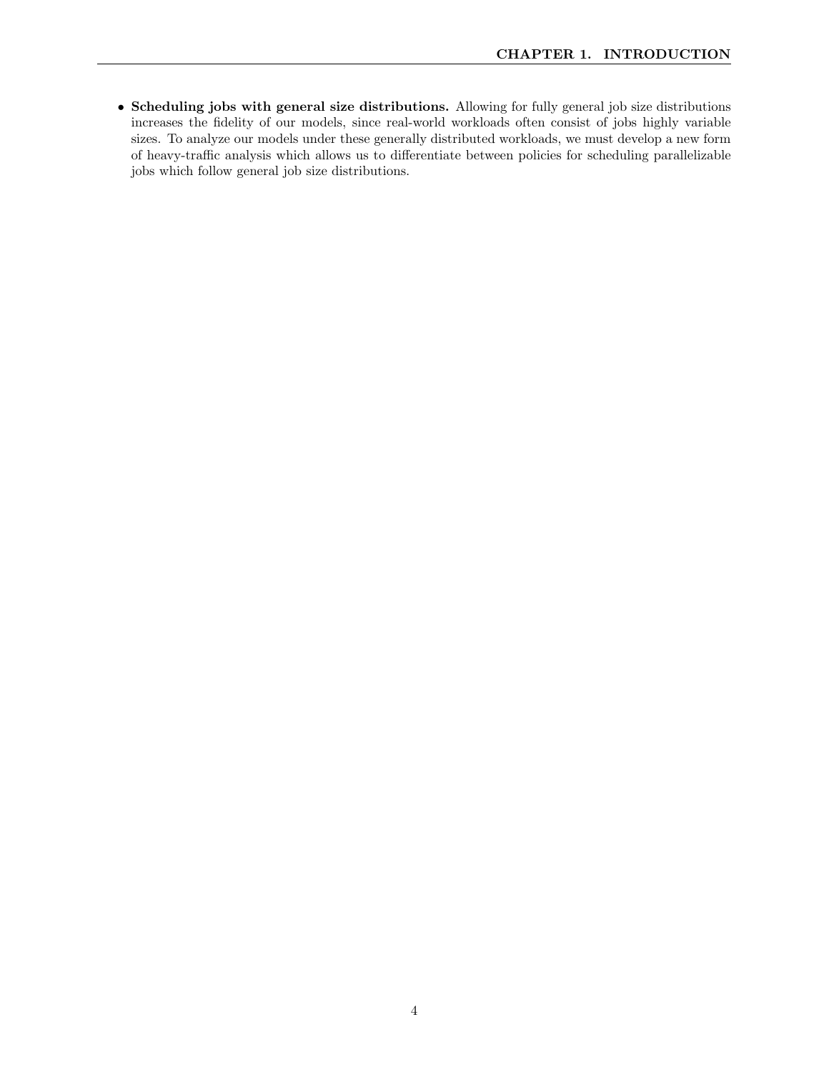- **Scheduling jobs with general size distributions.** Allowing for fully general job size distributions increases the fidelity of our models, since real-world workloads often consist of jobs highly variable sizes. To analyze our models under these generally distributed workloads, we must develop a new form of heavy-traffic analysis which allows us to differentiate between policies for scheduling parallelizable jobs which follow general job size distributions.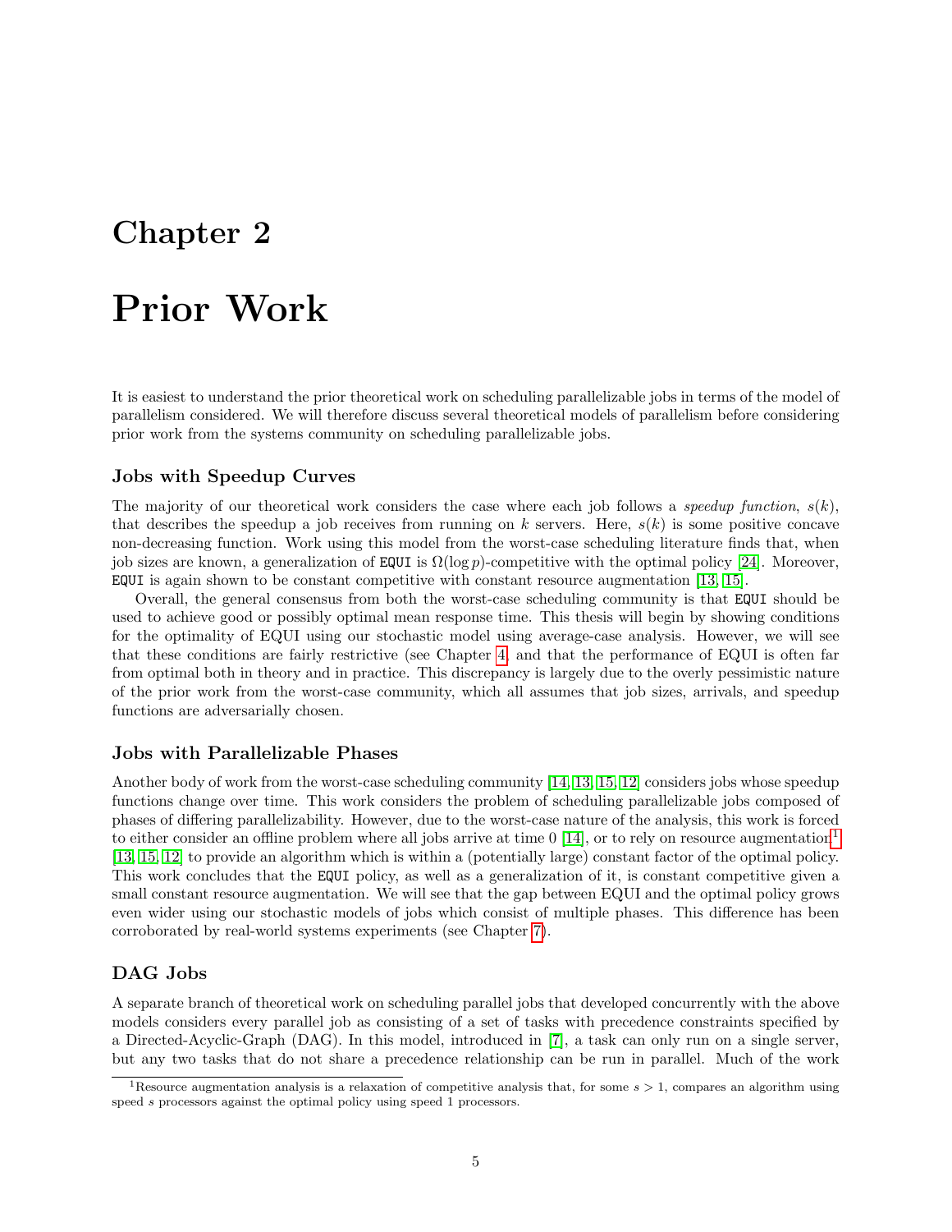# Chapter 2

# Prior Work

It is easiest to understand the prior theoretical work on scheduling parallelizable jobs in terms of the model of parallelism considered. We will therefore discuss several theoretical models of parallelism before considering prior work from the systems community on scheduling parallelizable jobs.

### Jobs with Speedup Curves

The majority of our theoretical work considers the case where each job follows a *speedup function*, $s(k)$, that describes the speedup a job receives from running on $k$ servers. Here, $s(k)$ is some positive concave non-decreasing function. Work using this model from the worst-case scheduling literature finds that, when job sizes are known, a generalization of `EQUI` is $\Omega(\log p)$-competitive with the optimal policy [24]. Moreover, `EQUI` is again shown to be constant competitive with constant resource augmentation [13, 15].

Overall, the general consensus from both the worst-case scheduling community is that `EQUI` should be used to achieve good or possibly optimal mean response time. This thesis will begin by showing conditions for the optimality of EQUI using our stochastic model using average-case analysis. However, we will see that these conditions are fairly restrictive (see Chapter 4, and that the performance of EQUI is often far from optimal both in theory and in practice. This discrepancy is largely due to the overly pessimistic nature of the prior work from the worst-case community, which all assumes that job sizes, arrivals, and speedup functions are adversarially chosen.

### Jobs with Parallelizable Phases

Another body of work from the worst-case scheduling community [14, 13, 15, 12] considers jobs whose speedup functions change over time. This work considers the problem of scheduling parallelizable jobs composed of phases of differing parallelizability. However, due to the worst-case nature of the analysis, this work is forced to either consider an offline problem where all jobs arrive at time 0 [14], or to rely on resource augmentation[1] [13, 15, 12] to provide an algorithm which is within a (potentially large) constant factor of the optimal policy. This work concludes that the `EQUI` policy, as well as a generalization of it, is constant competitive given a small constant resource augmentation. We will see that the gap between EQUI and the optimal policy grows even wider using our stochastic models of jobs which consist of multiple phases. This difference has been corroborated by real-world systems experiments (see Chapter 7).

### DAG Jobs

A separate branch of theoretical work on scheduling parallel jobs that developed concurrently with the above models considers every parallel job as consisting of a set of tasks with precedence constraints specified by a Directed-Acyclic-Graph (DAG). In this model, introduced in [7], a task can only run on a single server, but any two tasks that do not share a precedence relationship can be run in parallel. Much of the work

[1] Resource augmentation analysis is a relaxation of competitive analysis that, for some $s > 1$, compares an algorithm using speed $s$ processors against the optimal policy using speed 1 processors.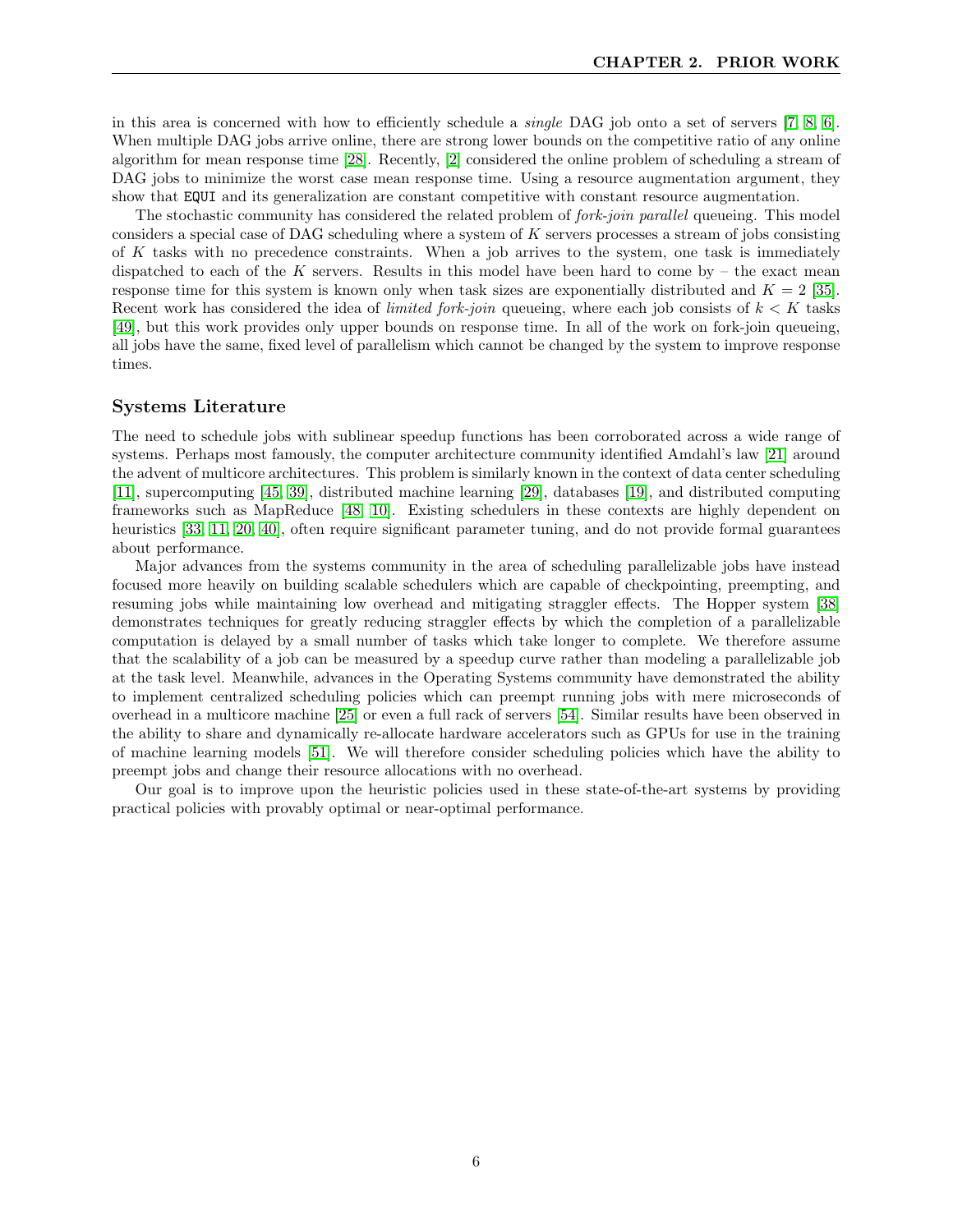in this area is concerned with how to efficiently schedule a *single* DAG job onto a set of servers [7, 8, 6]. When multiple DAG jobs arrive online, there are strong lower bounds on the competitive ratio of any online algorithm for mean response time [28]. Recently, [2] considered the online problem of scheduling a stream of DAG jobs to minimize the worst case mean response time. Using a resource augmentation argument, they show that `EQUI` and its generalization are constant competitive with constant resource augmentation.

The stochastic community has considered the related problem of *fork-join parallel* queueing. This model considers a special case of DAG scheduling where a system of $K$ servers processes a stream of jobs consisting of $K$ tasks with no precedence constraints. When a job arrives to the system, one task is immediately dispatched to each of the $K$ servers. Results in this model have been hard to come by – the exact mean response time for this system is known only when task sizes are exponentially distributed and $K = 2$ [35]. Recent work has considered the idea of *limited fork-join* queueing, where each job consists of $k < K$ tasks [49], but this work provides only upper bounds on response time. In all of the work on fork-join queueing, all jobs have the same, fixed level of parallelism which cannot be changed by the system to improve response times.

### Systems Literature

The need to schedule jobs with sublinear speedup functions has been corroborated across a wide range of systems. Perhaps most famously, the computer architecture community identified Amdahl's law [21] around the advent of multicore architectures. This problem is similarly known in the context of data center scheduling [11], supercomputing [45, 39], distributed machine learning [29], databases [19], and distributed computing frameworks such as MapReduce [48, 10]. Existing schedulers in these contexts are highly dependent on heuristics [33, 11, 20, 40], often require significant parameter tuning, and do not provide formal guarantees about performance.

Major advances from the systems community in the area of scheduling parallelizable jobs have instead focused more heavily on building scalable schedulers which are capable of checkpointing, preempting, and resuming jobs while maintaining low overhead and mitigating straggler effects. The Hopper system [38] demonstrates techniques for greatly reducing straggler effects by which the completion of a parallelizable computation is delayed by a small number of tasks which take longer to complete. We therefore assume that the scalability of a job can be measured by a speedup curve rather than modeling a parallelizable job at the task level. Meanwhile, advances in the Operating Systems community have demonstrated the ability to implement centralized scheduling policies which can preempt running jobs with mere microseconds of overhead in a multicore machine [25] or even a full rack of servers [54]. Similar results have been observed in the ability to share and dynamically re-allocate hardware accelerators such as GPUs for use in the training of machine learning models [51]. We will therefore consider scheduling policies which have the ability to preempt jobs and change their resource allocations with no overhead.

Our goal is to improve upon the heuristic policies used in these state-of-the-art systems by providing practical policies with provably optimal or near-optimal performance.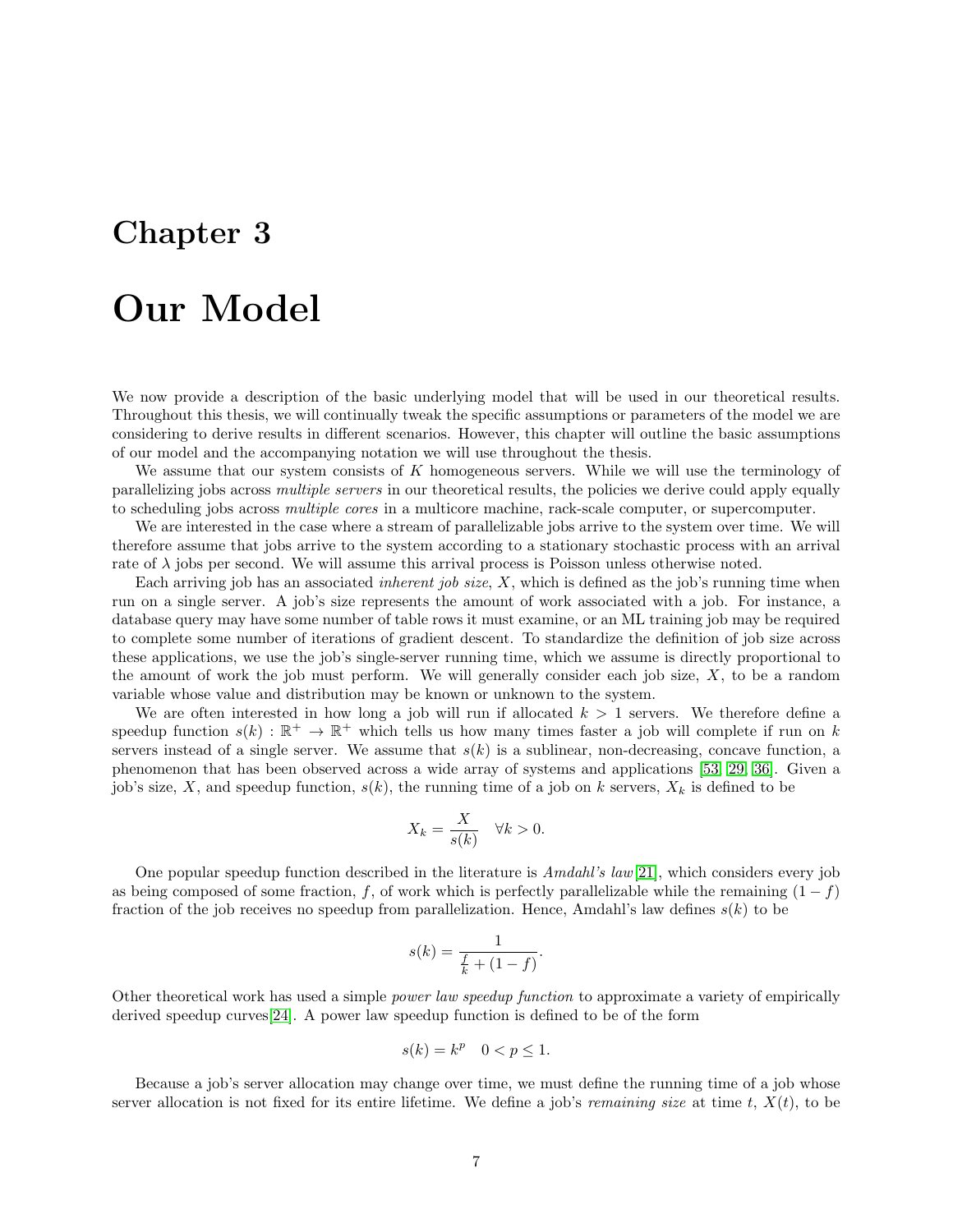# Chapter 3

# Our Model

We now provide a description of the basic underlying model that will be used in our theoretical results. Throughout this thesis, we will continually tweak the specific assumptions or parameters of the model we are considering to derive results in different scenarios. However, this chapter will outline the basic assumptions of our model and the accompanying notation we will use throughout the thesis.

We assume that our system consists of $K$ homogeneous servers. While we will use the terminology of parallelizing jobs across *multiple servers* in our theoretical results, the policies we derive could apply equally to scheduling jobs across *multiple cores* in a multicore machine, rack-scale computer, or supercomputer.

We are interested in the case where a stream of parallelizable jobs arrive to the system over time. We will therefore assume that jobs arrive to the system according to a stationary stochastic process with an arrival rate of $\lambda$ jobs per second. We will assume this arrival process is Poisson unless otherwise noted.

Each arriving job has an associated *inherent job size*, $X$, which is defined as the job's running time when run on a single server. A job's size represents the amount of work associated with a job. For instance, a database query may have some number of table rows it must examine, or an ML training job may be required to complete some number of iterations of gradient descent. To standardize the definition of job size across these applications, we use the job's single-server running time, which we assume is directly proportional to the amount of work the job must perform. We will generally consider each job size, $X$, to be a random variable whose value and distribution may be known or unknown to the system.

We are often interested in how long a job will run if allocated $k > 1$ servers. We therefore define a speedup function $s(k) : \mathbb{R}^+ \to \mathbb{R}^+$ which tells us how many times faster a job will complete if run on $k$ servers instead of a single server. We assume that $s(k)$ is a sublinear, non-decreasing, concave function, a phenomenon that has been observed across a wide array of systems and applications [53, 29, 36]. Given a job's size, $X$, and speedup function, $s(k)$, the running time of a job on $k$ servers, $X_k$ is defined to be

$$X_k = \frac{X}{s(k)} \quad \forall k > 0.$$

One popular speedup function described in the literature is *Amdahl's law* [21], which considers every job as being composed of some fraction, $f$, of work which is perfectly parallelizable while the remaining $(1 - f)$ fraction of the job receives no speedup from parallelization. Hence, Amdahl's law defines $s(k)$ to be

$$s(k) = \frac{1}{\frac{f}{k} + (1 - f)}.$$

Other theoretical work has used a simple *power law speedup function* to approximate a variety of empirically derived speedup curves [24]. A power law speedup function is defined to be of the form

$$s(k) = k^p \quad 0 < p \leq 1.$$

Because a job's server allocation may change over time, we must define the running time of a job whose server allocation is not fixed for its entire lifetime. We define a job's *remaining size* at time $t$, $X(t)$, to be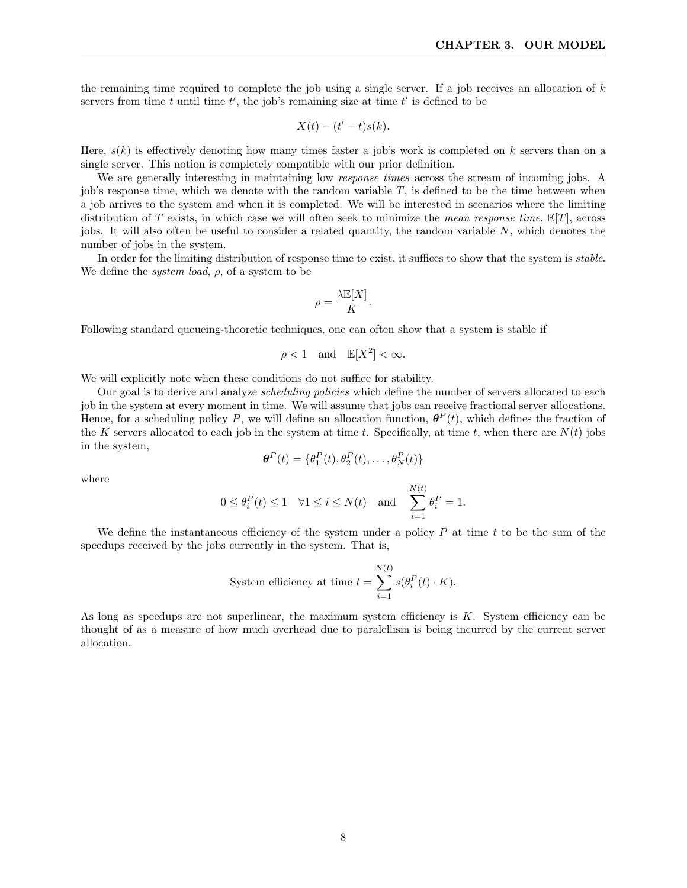the remaining time required to complete the job using a single server. If a job receives an allocation of $k$ servers from time $t$ until time $t'$, the job's remaining size at time $t'$ is defined to be

$$X(t) - (t' - t)s(k).$$

Here, $s(k)$ is effectively denoting how many times faster a job's work is completed on $k$ servers than on a single server. This notion is completely compatible with our prior definition.

We are generally interesting in maintaining low *response times* across the stream of incoming jobs. A job's response time, which we denote with the random variable $T$, is defined to be the time between when a job arrives to the system and when it is completed. We will be interested in scenarios where the limiting distribution of $T$ exists, in which case we will often seek to minimize the *mean response time*, $\mathbb{E}[T]$, across jobs. It will also often be useful to consider a related quantity, the random variable $N$, which denotes the number of jobs in the system.

In order for the limiting distribution of response time to exist, it suffices to show that the system is *stable*. We define the *system load*, $\rho$, of a system to be

$$\rho = \frac{\lambda \mathbb{E}[X]}{K}.$$

Following standard queueing-theoretic techniques, one can often show that a system is stable if

$$\rho < 1 \quad \text{and} \quad \mathbb{E}[X^2] < \infty.$$

We will explicitly note when these conditions do not suffice for stability.

Our goal is to derive and analyze *scheduling policies* which define the number of servers allocated to each job in the system at every moment in time. We will assume that jobs can receive fractional server allocations. Hence, for a scheduling policy $P$, we will define an allocation function, $\boldsymbol{\theta}^P(t)$, which defines the fraction of the $K$ servers allocated to each job in the system at time $t$. Specifically, at time $t$, when there are $N(t)$ jobs in the system,

$$\boldsymbol{\theta}^P(t) = \{\theta_1^P(t), \theta_2^P(t), \ldots, \theta_N^P(t)\}$$

where

$$0 \leq \theta_i^P(t) \leq 1 \quad \forall 1 \leq i \leq N(t) \quad \text{and} \quad \sum_{i=1}^{N(t)} \theta_i^P = 1.$$

We define the instantaneous efficiency of the system under a policy $P$ at time $t$ to be the sum of the speedups received by the jobs currently in the system. That is,

$$\text{System efficiency at time } t = \sum_{i=1}^{N(t)} s(\theta_i^P(t) \cdot K).$$

As long as speedups are not superlinear, the maximum system efficiency is $K$. System efficiency can be thought of as a measure of how much overhead due to paralellism is being incurred by the current server allocation.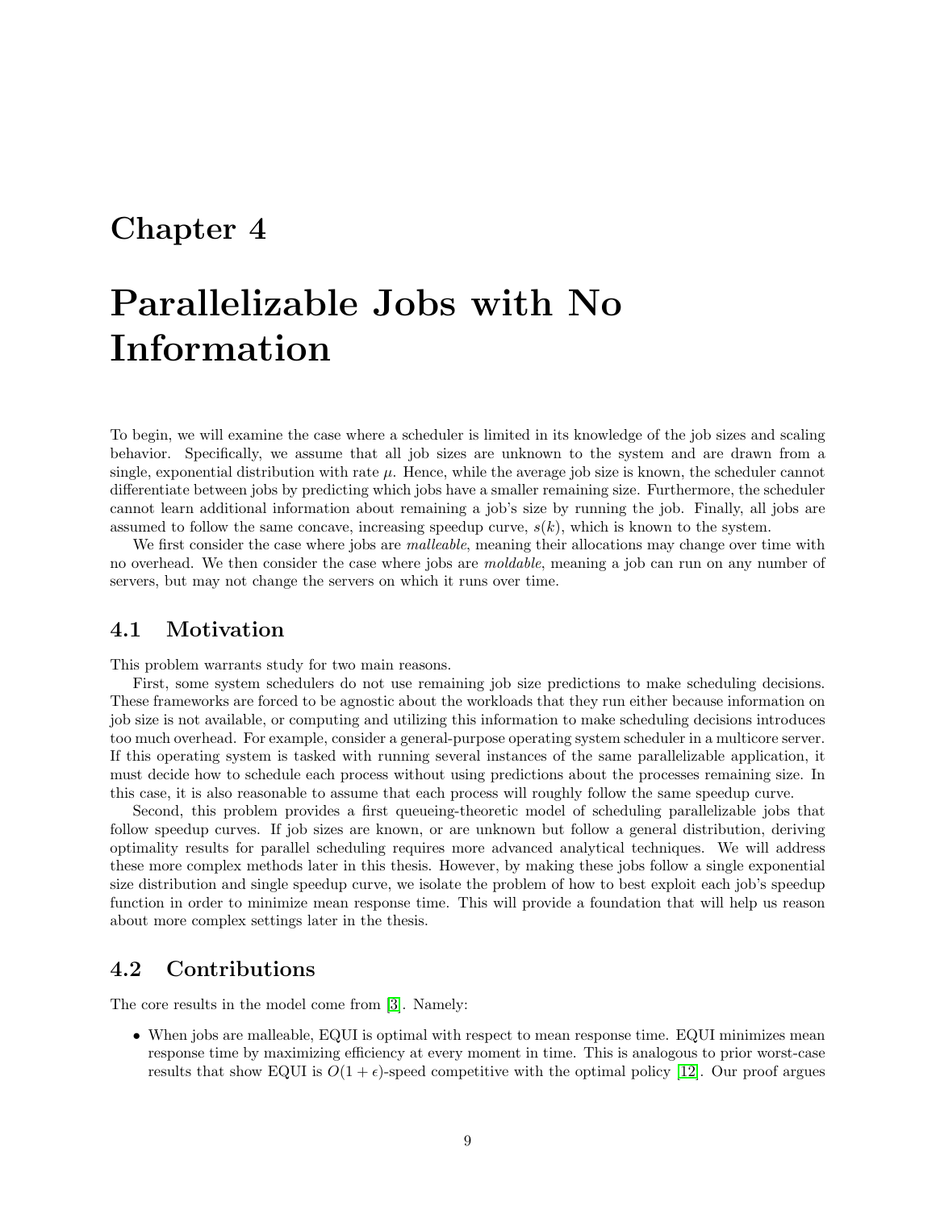# Chapter 4

# Parallelizable Jobs with No Information

To begin, we will examine the case where a scheduler is limited in its knowledge of the job sizes and scaling behavior. Specifically, we assume that all job sizes are unknown to the system and are drawn from a single, exponential distribution with rate $\mu$. Hence, while the average job size is known, the scheduler cannot differentiate between jobs by predicting which jobs have a smaller remaining size. Furthermore, the scheduler cannot learn additional information about remaining a job's size by running the job. Finally, all jobs are assumed to follow the same concave, increasing speedup curve, $s(k)$, which is known to the system.

We first consider the case where jobs are *malleable*, meaning their allocations may change over time with no overhead. We then consider the case where jobs are *moldable*, meaning a job can run on any number of servers, but may not change the servers on which it runs over time.

## 4.1 Motivation

This problem warrants study for two main reasons.

First, some system schedulers do not use remaining job size predictions to make scheduling decisions. These frameworks are forced to be agnostic about the workloads that they run either because information on job size is not available, or computing and utilizing this information to make scheduling decisions introduces too much overhead. For example, consider a general-purpose operating system scheduler in a multicore server. If this operating system is tasked with running several instances of the same parallelizable application, it must decide how to schedule each process without using predictions about the processes remaining size. In this case, it is also reasonable to assume that each process will roughly follow the same speedup curve.

Second, this problem provides a first queueing-theoretic model of scheduling parallelizable jobs that follow speedup curves. If job sizes are known, or are unknown but follow a general distribution, deriving optimality results for parallel scheduling requires more advanced analytical techniques. We will address these more complex methods later in this thesis. However, by making these jobs follow a single exponential size distribution and single speedup curve, we isolate the problem of how to best exploit each job's speedup function in order to minimize mean response time. This will provide a foundation that will help us reason about more complex settings later in the thesis.

## 4.2 Contributions

The core results in the model come from [3]. Namely:

- When jobs are malleable, EQUI is optimal with respect to mean response time. EQUI minimizes mean response time by maximizing efficiency at every moment in time. This is analogous to prior worst-case results that show EQUI is $O(1+\epsilon)$-speed competitive with the optimal policy [12]. Our proof argues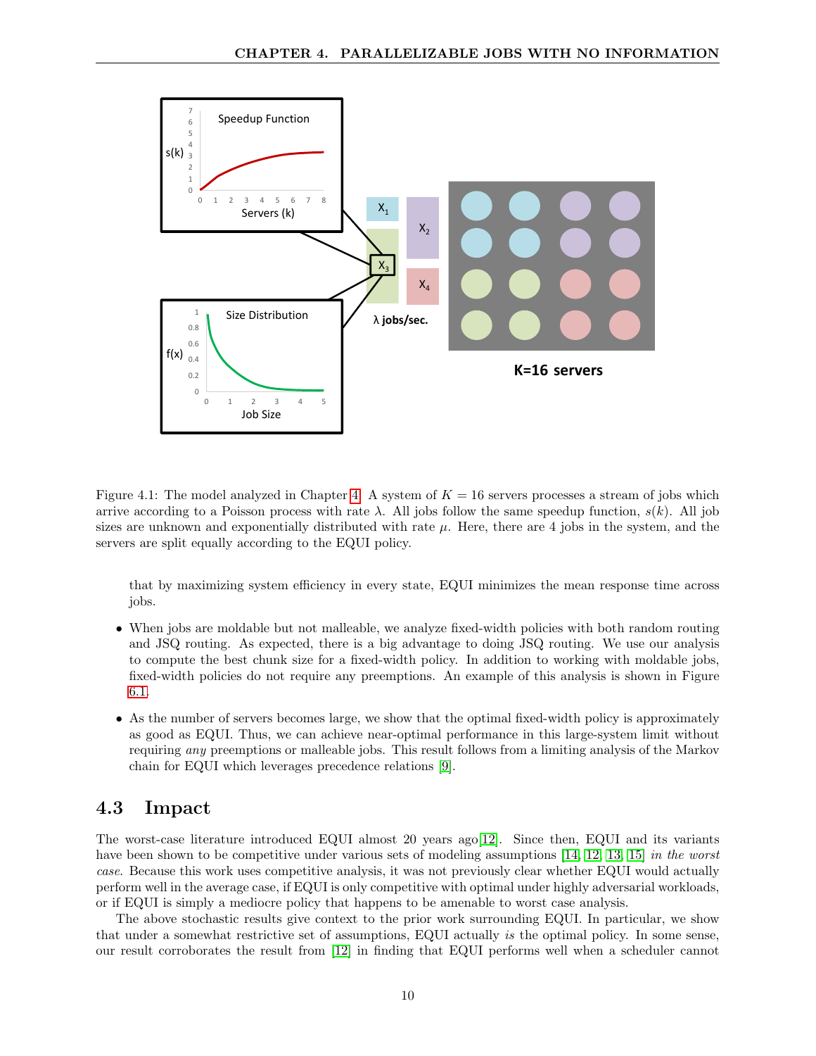Figure 4.1: The model analyzed in Chapter 4. A system of $K = 16$ servers processes a stream of jobs which arrive according to a Poisson process with rate $\lambda$. All jobs follow the same speedup function, $s(k)$. All job sizes are unknown and exponentially distributed with rate $\mu$. Here, there are 4 jobs in the system, and the servers are split equally according to the EQUI policy.

that by maximizing system efficiency in every state, EQUI minimizes the mean response time across jobs.

- When jobs are moldable but not malleable, we analyze fixed-width policies with both random routing and JSQ routing. As expected, there is a big advantage to doing JSQ routing. We use our analysis to compute the best chunk size for a fixed-width policy. In addition to working with moldable jobs, fixed-width policies do not require any preemptions. An example of this analysis is shown in Figure 6.1.

- As the number of servers becomes large, we show that the optimal fixed-width policy is approximately as good as EQUI. Thus, we can achieve near-optimal performance in this large-system limit without requiring *any* preemptions or malleable jobs. This result follows from a limiting analysis of the Markov chain for EQUI which leverages precedence relations [9].

## 4.3 Impact

The worst-case literature introduced EQUI almost 20 years ago [12]. Since then, EQUI and its variants have been shown to be competitive under various sets of modeling assumptions [14, 12, 13, 15] *in the worst case*. Because this work uses competitive analysis, it was not previously clear whether EQUI would actually perform well in the average case, if EQUI is only competitive with optimal under highly adversarial workloads, or if EQUI is simply a mediocre policy that happens to be amenable to worst case analysis.

The above stochastic results give context to the prior work surrounding EQUI. In particular, we show that under a somewhat restrictive set of assumptions, EQUI actually *is* the optimal policy. In some sense, our result corroborates the result from [12] in finding that EQUI performs well when a scheduler cannot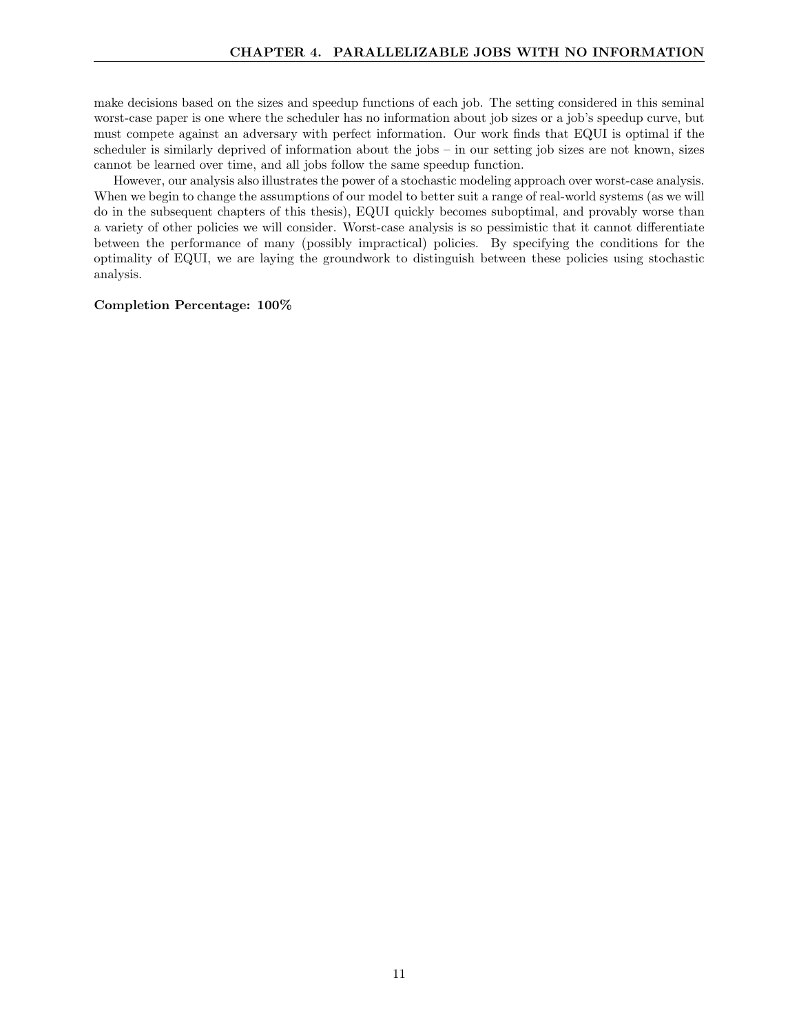make decisions based on the sizes and speedup functions of each job. The setting considered in this seminal worst-case paper is one where the scheduler has no information about job sizes or a job's speedup curve, but must compete against an adversary with perfect information. Our work finds that EQUI is optimal if the scheduler is similarly deprived of information about the jobs – in our setting job sizes are not known, sizes cannot be learned over time, and all jobs follow the same speedup function.

However, our analysis also illustrates the power of a stochastic modeling approach over worst-case analysis. When we begin to change the assumptions of our model to better suit a range of real-world systems (as we will do in the subsequent chapters of this thesis), EQUI quickly becomes suboptimal, and provably worse than a variety of other policies we will consider. Worst-case analysis is so pessimistic that it cannot differentiate between the performance of many (possibly impractical) policies. By specifying the conditions for the optimality of EQUI, we are laying the groundwork to distinguish between these policies using stochastic analysis.

**Completion Percentage: 100%**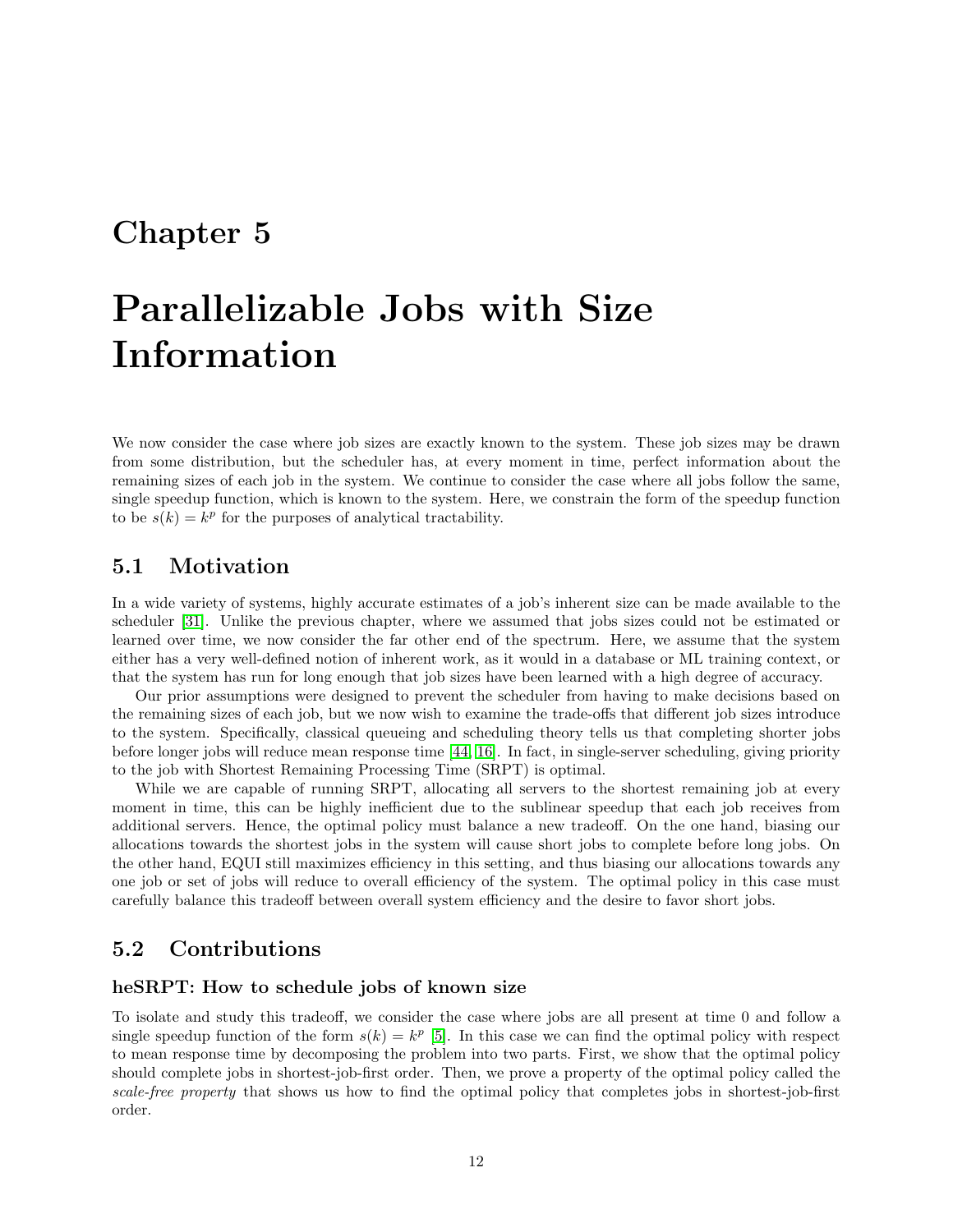# Chapter 5

# Parallelizable Jobs with Size Information

We now consider the case where job sizes are exactly known to the system. These job sizes may be drawn from some distribution, but the scheduler has, at every moment in time, perfect information about the remaining sizes of each job in the system. We continue to consider the case where all jobs follow the same, single speedup function, which is known to the system. Here, we constrain the form of the speedup function to be $s(k) = k^p$ for the purposes of analytical tractability.

## 5.1 Motivation

In a wide variety of systems, highly accurate estimates of a job's inherent size can be made available to the scheduler [31]. Unlike the previous chapter, where we assumed that jobs sizes could not be estimated or learned over time, we now consider the far other end of the spectrum. Here, we assume that the system either has a very well-defined notion of inherent work, as it would in a database or ML training context, or that the system has run for long enough that job sizes have been learned with a high degree of accuracy.

Our prior assumptions were designed to prevent the scheduler from having to make decisions based on the remaining sizes of each job, but we now wish to examine the trade-offs that different job sizes introduce to the system. Specifically, classical queueing and scheduling theory tells us that completing shorter jobs before longer jobs will reduce mean response time [44, 16]. In fact, in single-server scheduling, giving priority to the job with Shortest Remaining Processing Time (SRPT) is optimal.

While we are capable of running SRPT, allocating all servers to the shortest remaining job at every moment in time, this can be highly inefficient due to the sublinear speedup that each job receives from additional servers. Hence, the optimal policy must balance a new tradeoff. On the one hand, biasing our allocations towards the shortest jobs in the system will cause short jobs to complete before long jobs. On the other hand, EQUI still maximizes efficiency in this setting, and thus biasing our allocations towards any one job or set of jobs will reduce to overall efficiency of the system. The optimal policy in this case must carefully balance this tradeoff between overall system efficiency and the desire to favor short jobs.

## 5.2 Contributions

### heSRPT: How to schedule jobs of known size

To isolate and study this tradeoff, we consider the case where jobs are all present at time 0 and follow a single speedup function of the form $s(k) = k^p$ [5]. In this case we can find the optimal policy with respect to mean response time by decomposing the problem into two parts. First, we show that the optimal policy should complete jobs in shortest-job-first order. Then, we prove a property of the optimal policy called the *scale-free property* that shows us how to find the optimal policy that completes jobs in shortest-job-first order.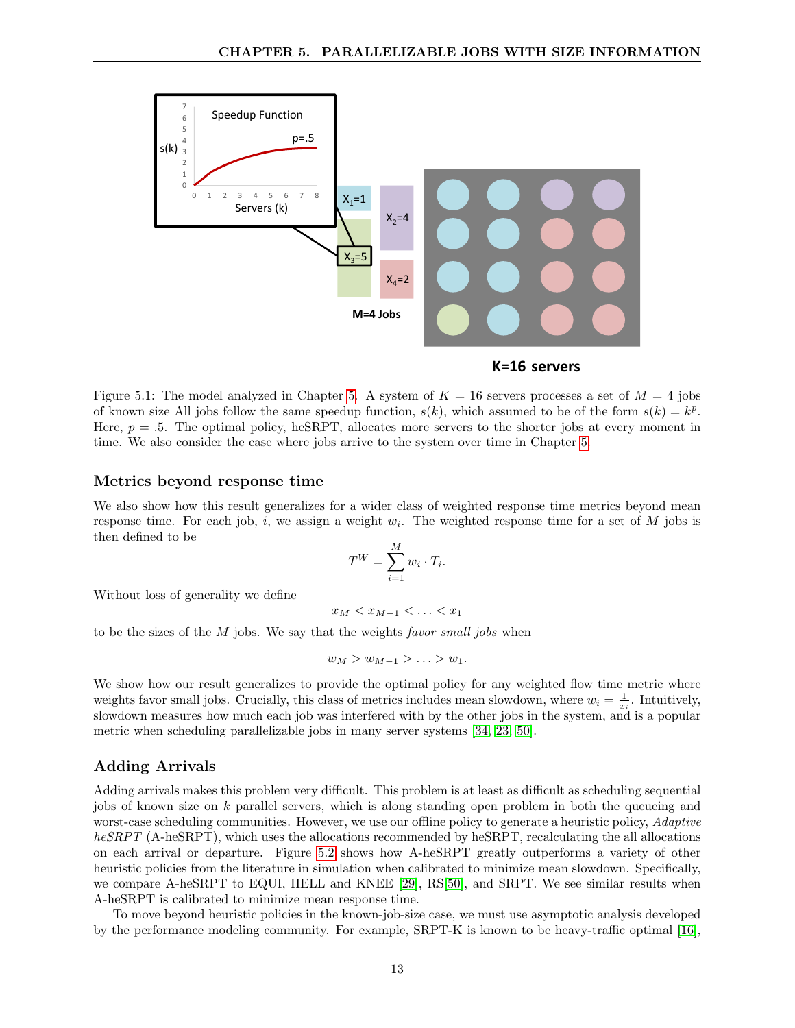Figure 5.1: The model analyzed in Chapter 5. A system of $K = 16$ servers processes a set of $M = 4$ jobs of known size All jobs follow the same speedup function, $s(k)$, which assumed to be of the form $s(k) = k^p$. Here, $p = .5$. The optimal policy, heSRPT, allocates more servers to the shorter jobs at every moment in time. We also consider the case where jobs arrive to the system over time in Chapter 5

### Metrics beyond response time

We also show how this result generalizes for a wider class of weighted response time metrics beyond mean response time. For each job, $i$, we assign a weight $w_i$. The weighted response time for a set of $M$ jobs is then defined to be

$$T^W = \sum_{i=1}^{M} w_i \cdot T_i.$$

Without loss of generality we define

$$x_M < x_{M-1} < \ldots < x_1$$

to be the sizes of the $M$ jobs. We say that the weights *favor small jobs* when

$$w_M > w_{M-1} > \ldots > w_1.$$

We show how our result generalizes to provide the optimal policy for any weighted flow time metric where weights favor small jobs. Crucially, this class of metrics includes mean slowdown, where $w_i = \frac{1}{x_i}$. Intuitively, slowdown measures how much each job was interfered with by the other jobs in the system, and is a popular metric when scheduling parallelizable jobs in many server systems [34, 23, 50].

### Adding Arrivals

Adding arrivals makes this problem very difficult. This problem is at least as difficult as scheduling sequential jobs of known size on $k$ parallel servers, which is along standing open problem in both the queueing and worst-case scheduling communities. However, we use our offline policy to generate a heuristic policy, *Adaptive heSRPT* (A-heSRPT), which uses the allocations recommended by heSRPT, recalculating the all allocations on each arrival or departure. Figure 5.2 shows how A-heSRPT greatly outperforms a variety of other heuristic policies from the literature in simulation when calibrated to minimize mean slowdown. Specifically, we compare A-heSRPT to EQUI, HELL and KNEE [29], RS[50], and SRPT. We see similar results when A-heSRPT is calibrated to minimize mean response time.

To move beyond heuristic policies in the known-job-size case, we must use asymptotic analysis developed by the performance modeling community. For example, SRPT-K is known to be heavy-traffic optimal [16],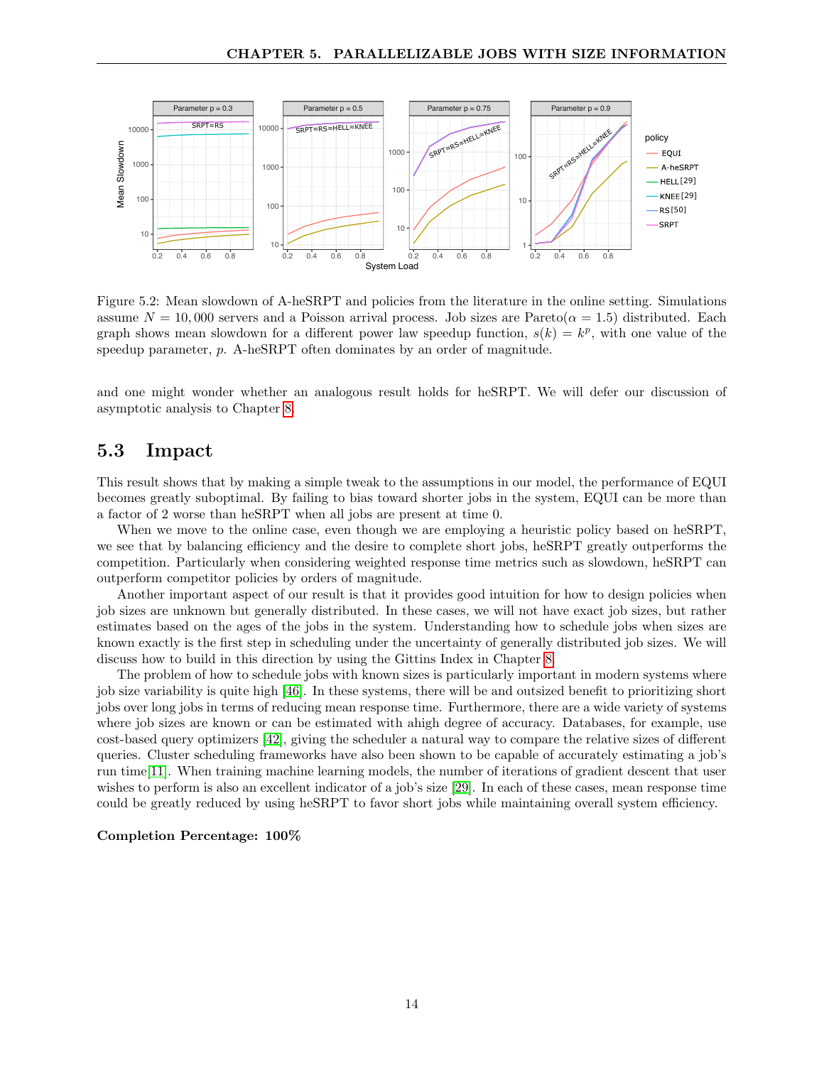Figure 5.2: Mean slowdown of A-heSRPT and policies from the literature in the online setting. Simulations assume $N = 10,000$ servers and a Poisson arrival process. Job sizes are Pareto($\alpha = 1.5$) distributed. Each graph shows mean slowdown for a different power law speedup function, $s(k) = k^p$, with one value of the speedup parameter, $p$. A-heSRPT often dominates by an order of magnitude.

and one might wonder whether an analogous result holds for heSRPT. We will defer our discussion of asymptotic analysis to Chapter 8.

## 5.3 Impact

This result shows that by making a simple tweak to the assumptions in our model, the performance of EQUI becomes greatly suboptimal. By failing to bias toward shorter jobs in the system, EQUI can be more than a factor of 2 worse than heSRPT when all jobs are present at time 0.

When we move to the online case, even though we are employing a heuristic policy based on heSRPT, we see that by balancing efficiency and the desire to complete short jobs, heSRPT greatly outperforms the competition. Particularly when considering weighted response time metrics such as slowdown, heSRPT can outperform competitor policies by orders of magnitude.

Another important aspect of our result is that it provides good intuition for how to design policies when job sizes are unknown but generally distributed. In these cases, we will not have exact job sizes, but rather estimates based on the ages of the jobs in the system. Understanding how to schedule jobs when sizes are known exactly is the first step in scheduling under the uncertainty of generally distributed job sizes. We will discuss how to build in this direction by using the Gittins Index in Chapter 8.

The problem of how to schedule jobs with known sizes is particularly important in modern systems where job size variability is quite high [46]. In these systems, there will be and outsized benefit to prioritizing short jobs over long jobs in terms of reducing mean response time. Furthermore, there are a wide variety of systems where job sizes are known or can be estimated with ahigh degree of accuracy. Databases, for example, use cost-based query optimizers [42], giving the scheduler a natural way to compare the relative sizes of different queries. Cluster scheduling frameworks have also been shown to be capable of accurately estimating a job's run time[11]. When training machine learning models, the number of iterations of gradient descent that user wishes to perform is also an excellent indicator of a job's size [29]. In each of these cases, mean response time could be greatly reduced by using heSRPT to favor short jobs while maintaining overall system efficiency.

**Completion Percentage: 100%**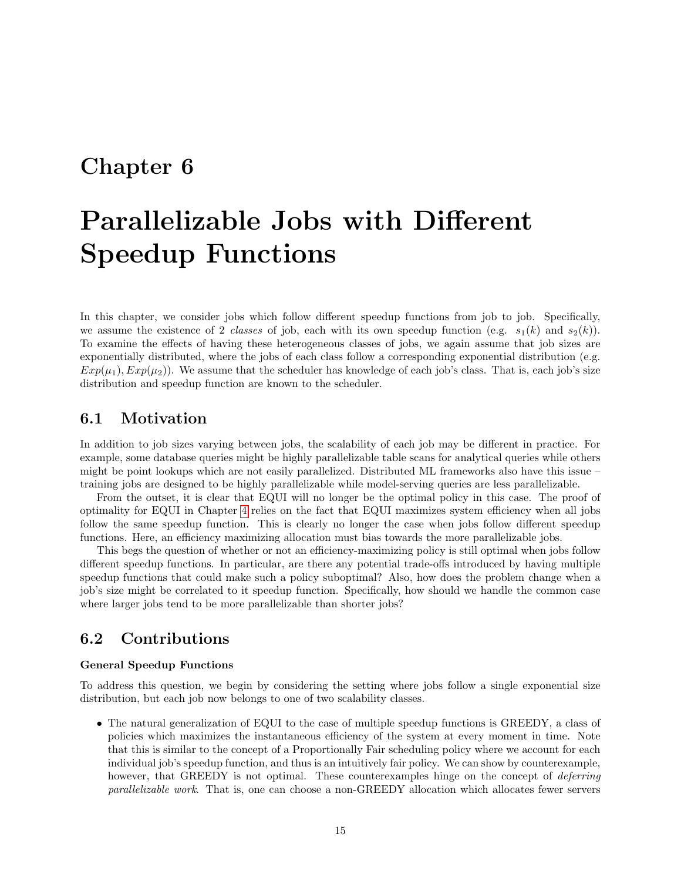# Chapter 6

# Parallelizable Jobs with Different Speedup Functions

In this chapter, we consider jobs which follow different speedup functions from job to job. Specifically, we assume the existence of 2 *classes* of job, each with its own speedup function (e.g. $s_1(k)$ and $s_2(k)$). To examine the effects of having these heterogeneous classes of jobs, we again assume that job sizes are exponentially distributed, where the jobs of each class follow a corresponding exponential distribution (e.g. $Exp(\mu_1), Exp(\mu_2)$). We assume that the scheduler has knowledge of each job's class. That is, each job's size distribution and speedup function are known to the scheduler.

## 6.1 Motivation

In addition to job sizes varying between jobs, the scalability of each job may be different in practice. For example, some database queries might be highly parallelizable table scans for analytical queries while others might be point lookups which are not easily parallelized. Distributed ML frameworks also have this issue – training jobs are designed to be highly parallelizable while model-serving queries are less parallelizable.

From the outset, it is clear that EQUI will no longer be the optimal policy in this case. The proof of optimality for EQUI in Chapter 4 relies on the fact that EQUI maximizes system efficiency when all jobs follow the same speedup function. This is clearly no longer the case when jobs follow different speedup functions. Here, an efficiency maximizing allocation must bias towards the more parallelizable jobs.

This begs the question of whether or not an efficiency-maximizing policy is still optimal when jobs follow different speedup functions. In particular, are there any potential trade-offs introduced by having multiple speedup functions that could make such a policy suboptimal? Also, how does the problem change when a job's size might be correlated to it speedup function. Specifically, how should we handle the common case where larger jobs tend to be more parallelizable than shorter jobs?

## 6.2 Contributions

**General Speedup Functions**

To address this question, we begin by considering the setting where jobs follow a single exponential size distribution, but each job now belongs to one of two scalability classes.

- The natural generalization of EQUI to the case of multiple speedup functions is GREEDY, a class of policies which maximizes the instantaneous efficiency of the system at every moment in time. Note that this is similar to the concept of a Proportionally Fair scheduling policy where we account for each individual job's speedup function, and thus is an intuitively fair policy. We can show by counterexample, however, that GREEDY is not optimal. These counterexamples hinge on the concept of *deferring parallelizable work*. That is, one can choose a non-GREEDY allocation which allocates fewer servers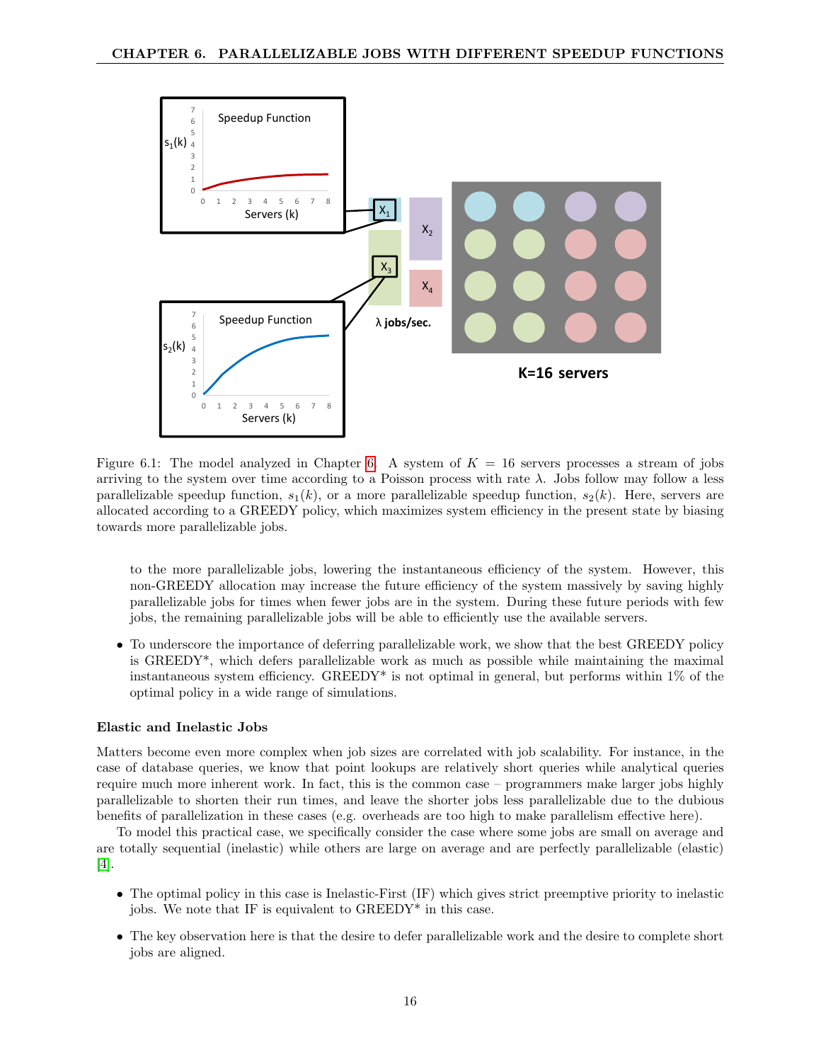Figure 6.1: The model analyzed in Chapter 6. A system of $K = 16$ servers processes a stream of jobs arriving to the system over time according to a Poisson process with rate $\lambda$. Jobs follow may follow a less parallelizable speedup function, $s_1(k)$, or a more parallelizable speedup function, $s_2(k)$. Here, servers are allocated according to a GREEDY policy, which maximizes system efficiency in the present state by biasing towards more parallelizable jobs.

to the more parallelizable jobs, lowering the instantaneous efficiency of the system. However, this non-GREEDY allocation may increase the future efficiency of the system massively by saving highly parallelizable jobs for times when fewer jobs are in the system. During these future periods with few jobs, the remaining parallelizable jobs will be able to efficiently use the available servers.

- To underscore the importance of deferring parallelizable work, we show that the best GREEDY policy is GREEDY*, which defers parallelizable work as much as possible while maintaining the maximal instantaneous system efficiency. GREEDY* is not optimal in general, but performs within 1% of the optimal policy in a wide range of simulations.

### Elastic and Inelastic Jobs

Matters become even more complex when job sizes are correlated with job scalability. For instance, in the case of database queries, we know that point lookups are relatively short queries while analytical queries require much more inherent work. In fact, this is the common case – programmers make larger jobs highly parallelizable to shorten their run times, and leave the shorter jobs less parallelizable due to the dubious benefits of parallelization in these cases (e.g. overheads are too high to make parallelism effective here).

To model this practical case, we specifically consider the case where some jobs are small on average and are totally sequential (inelastic) while others are large on average and are perfectly parallelizable (elastic) [4].

- The optimal policy in this case is Inelastic-First (IF) which gives strict preemptive priority to inelastic jobs. We note that IF is equivalent to GREEDY* in this case.

- The key observation here is that the desire to defer parallelizable work and the desire to complete short jobs are aligned.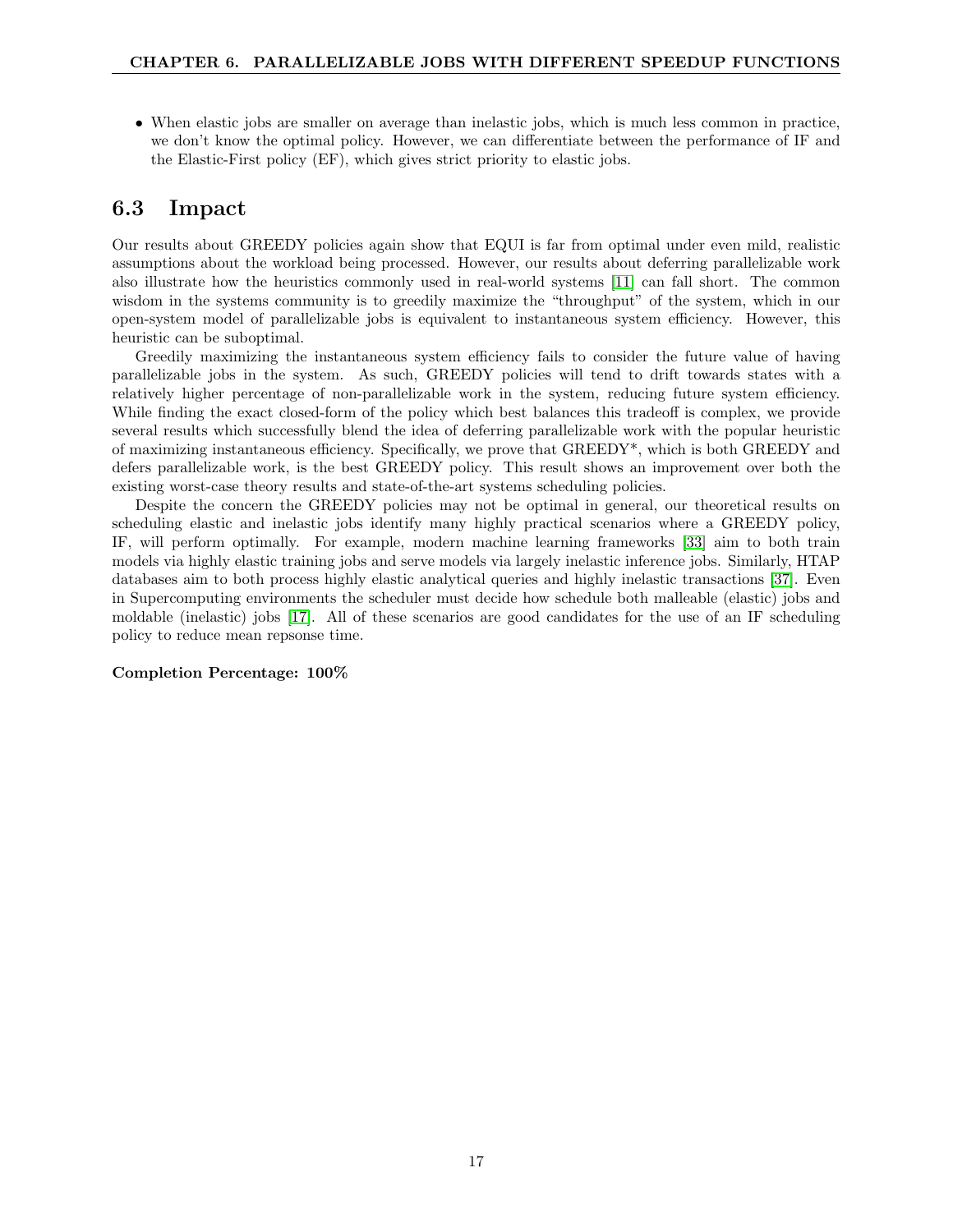- When elastic jobs are smaller on average than inelastic jobs, which is much less common in practice, we don't know the optimal policy. However, we can differentiate between the performance of IF and the Elastic-First policy (EF), which gives strict priority to elastic jobs.

## 6.3 Impact

Our results about GREEDY policies again show that EQUI is far from optimal under even mild, realistic assumptions about the workload being processed. However, our results about deferring parallelizable work also illustrate how the heuristics commonly used in real-world systems [11] can fall short. The common wisdom in the systems community is to greedily maximize the "throughput" of the system, which in our open-system model of parallelizable jobs is equivalent to instantaneous system efficiency. However, this heuristic can be suboptimal.

Greedily maximizing the instantaneous system efficiency fails to consider the future value of having parallelizable jobs in the system. As such, GREEDY policies will tend to drift towards states with a relatively higher percentage of non-parallelizable work in the system, reducing future system efficiency. While finding the exact closed-form of the policy which best balances this tradeoff is complex, we provide several results which successfully blend the idea of deferring parallelizable work with the popular heuristic of maximizing instantaneous efficiency. Specifically, we prove that GREEDY*, which is both GREEDY and defers parallelizable work, is the best GREEDY policy. This result shows an improvement over both the existing worst-case theory results and state-of-the-art systems scheduling policies.

Despite the concern the GREEDY policies may not be optimal in general, our theoretical results on scheduling elastic and inelastic jobs identify many highly practical scenarios where a GREEDY policy, IF, will perform optimally. For example, modern machine learning frameworks [33] aim to both train models via highly elastic training jobs and serve models via largely inelastic inference jobs. Similarly, HTAP databases aim to both process highly elastic analytical queries and highly inelastic transactions [37]. Even in Supercomputing environments the scheduler must decide how schedule both malleable (elastic) jobs and moldable (inelastic) jobs [17]. All of these scenarios are good candidates for the use of an IF scheduling policy to reduce mean repsonse time.

**Completion Percentage: 100%**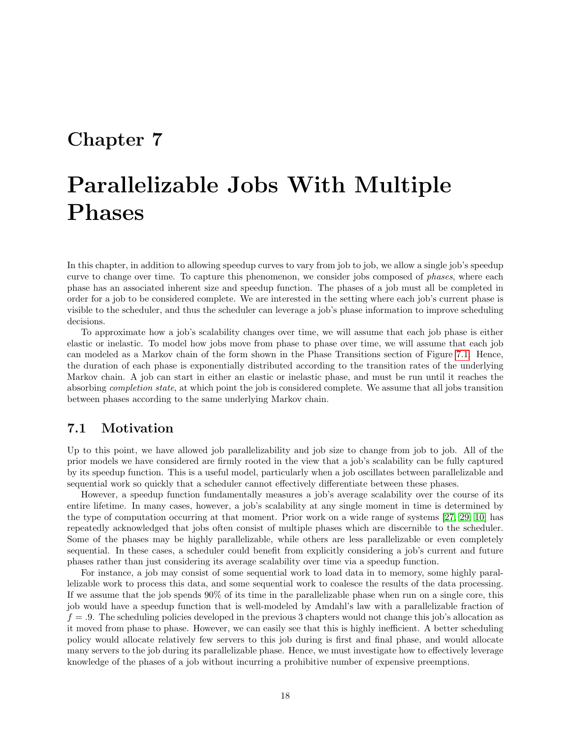# Chapter 7

# Parallelizable Jobs With Multiple Phases

In this chapter, in addition to allowing speedup curves to vary from job to job, we allow a single job's speedup curve to change over time. To capture this phenomenon, we consider jobs composed of *phases*, where each phase has an associated inherent size and speedup function. The phases of a job must all be completed in order for a job to be considered complete. We are interested in the setting where each job's current phase is visible to the scheduler, and thus the scheduler can leverage a job's phase information to improve scheduling decisions.

To approximate how a job's scalability changes over time, we will assume that each job phase is either elastic or inelastic. To model how jobs move from phase to phase over time, we will assume that each job can modeled as a Markov chain of the form shown in the Phase Transitions section of Figure 7.1. Hence, the duration of each phase is exponentially distributed according to the transition rates of the underlying Markov chain. A job can start in either an elastic or inelastic phase, and must be run until it reaches the absorbing *completion state*, at which point the job is considered complete. We assume that all jobs transition between phases according to the same underlying Markov chain.

## 7.1 Motivation

Up to this point, we have allowed job parallelizability and job size to change from job to job. All of the prior models we have considered are firmly rooted in the view that a job's scalability can be fully captured by its speedup function. This is a useful model, particularly when a job oscillates between parallelizable and sequential work so quickly that a scheduler cannot effectively differentiate between these phases.

However, a speedup function fundamentally measures a job's average scalability over the course of its entire lifetime. In many cases, however, a job's scalability at any single moment in time is determined by the type of computation occurring at that moment. Prior work on a wide range of systems [27, 29, 10] has repeatedly acknowledged that jobs often consist of multiple phases which are discernible to the scheduler. Some of the phases may be highly parallelizable, while others are less parallelizable or even completely sequential. In these cases, a scheduler could benefit from explicitly considering a job's current and future phases rather than just considering its average scalability over time via a speedup function.

For instance, a job may consist of some sequential work to load data in to memory, some highly parallelizable work to process this data, and some sequential work to coalesce the results of the data processing. If we assume that the job spends 90% of its time in the parallelizable phase when run on a single core, this job would have a speedup function that is well-modeled by Amdahl's law with a parallelizable fraction of $f = .9$. The scheduling policies developed in the previous 3 chapters would not change this job's allocation as it moved from phase to phase. However, we can easily see that this is highly inefficient. A better scheduling policy would allocate relatively few servers to this job during is first and final phase, and would allocate many servers to the job during its parallelizable phase. Hence, we must investigate how to effectively leverage knowledge of the phases of a job without incurring a prohibitive number of expensive preemptions.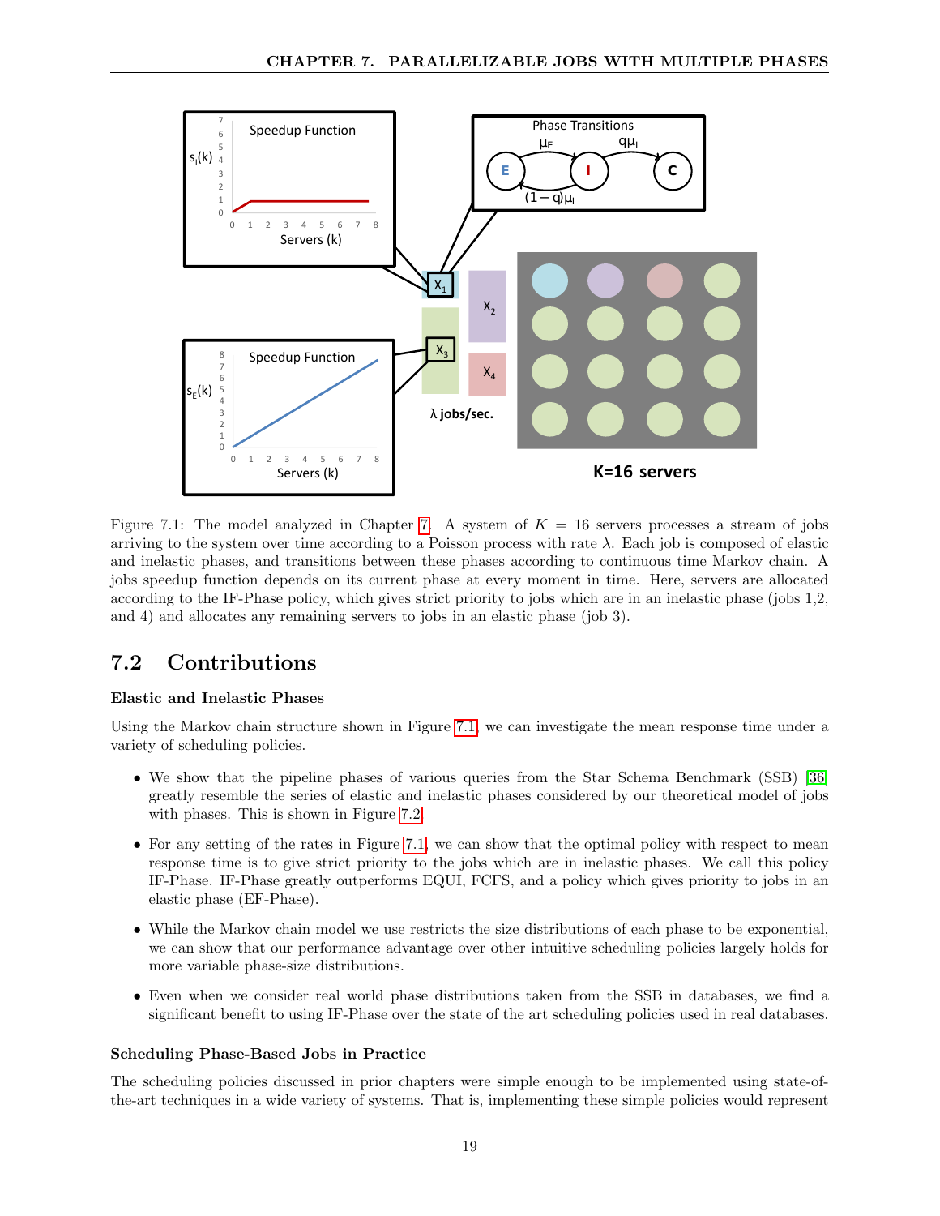Figure 7.1: The model analyzed in Chapter 7. A system of $K = 16$ servers processes a stream of jobs arriving to the system over time according to a Poisson process with rate $\lambda$. Each job is composed of elastic and inelastic phases, and transitions between these phases according to continuous time Markov chain. A jobs speedup function depends on its current phase at every moment in time. Here, servers are allocated according to the IF-Phase policy, which gives strict priority to jobs which are in an inelastic phase (jobs 1,2, and 4) and allocates any remaining servers to jobs in an elastic phase (job 3).

## 7.2 Contributions

### Elastic and Inelastic Phases

Using the Markov chain structure shown in Figure 7.1, we can investigate the mean response time under a variety of scheduling policies.

- We show that the pipeline phases of various queries from the Star Schema Benchmark (SSB) [36] greatly resemble the series of elastic and inelastic phases considered by our theoretical model of jobs with phases. This is shown in Figure 7.2.
- For any setting of the rates in Figure 7.1, we can show that the optimal policy with respect to mean response time is to give strict priority to the jobs which are in inelastic phases. We call this policy IF-Phase. IF-Phase greatly outperforms EQUI, FCFS, and a policy which gives priority to jobs in an elastic phase (EF-Phase).
- While the Markov chain model we use restricts the size distributions of each phase to be exponential, we can show that our performance advantage over other intuitive scheduling policies largely holds for more variable phase-size distributions.
- Even when we consider real world phase distributions taken from the SSB in databases, we find a significant benefit to using IF-Phase over the state of the art scheduling policies used in real databases.

### Scheduling Phase-Based Jobs in Practice

The scheduling policies discussed in prior chapters were simple enough to be implemented using state-of-the-art techniques in a wide variety of systems. That is, implementing these simple policies would represent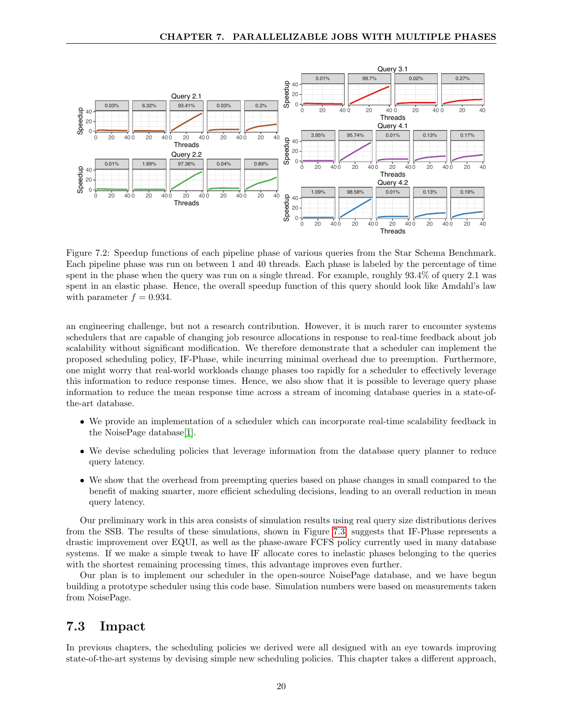Figure 7.2: Speedup functions of each pipeline phase of various queries from the Star Schema Benchmark. Each pipeline phase was run on between 1 and 40 threads. Each phase is labeled by the percentage of time spent in the phase when the query was run on a single thread. For example, roughly 93.4% of query 2.1 was spent in an elastic phase. Hence, the overall speedup function of this query should look like Amdahl's law with parameter $f = 0.934$.

an engineering challenge, but not a research contribution. However, it is much rarer to encounter systems schedulers that are capable of changing job resource allocations in response to real-time feedback about job scalability without significant modification. We therefore demonstrate that a scheduler can implement the proposed scheduling policy, IF-Phase, while incurring minimal overhead due to preemption. Furthermore, one might worry that real-world workloads change phases too rapidly for a scheduler to effectively leverage this information to reduce response times. Hence, we also show that it is possible to leverage query phase information to reduce the mean response time across a stream of incoming database queries in a state-of-the-art database.

- We provide an implementation of a scheduler which can incorporate real-time scalability feedback in the NoisePage database[1].
- We devise scheduling policies that leverage information from the database query planner to reduce query latency.
- We show that the overhead from preempting queries based on phase changes in small compared to the benefit of making smarter, more efficient scheduling decisions, leading to an overall reduction in mean query latency.

Our preliminary work in this area consists of simulation results using real query size distributions derives from the SSB. The results of these simulations, shown in Figure 7.3, suggests that IF-Phase represents a drastic improvement over EQUI, as well as the phase-aware FCFS policy currently used in many database systems. If we make a simple tweak to have IF allocate cores to inelastic phases belonging to the queries with the shortest remaining processing times, this advantage improves even further.

Our plan is to implement our scheduler in the open-source NoisePage database, and we have begun building a prototype scheduler using this code base. Simulation numbers were based on measurements taken from NoisePage.

## 7.3 Impact

In previous chapters, the scheduling policies we derived were all designed with an eye towards improving state-of-the-art systems by devising simple new scheduling policies. This chapter takes a different approach,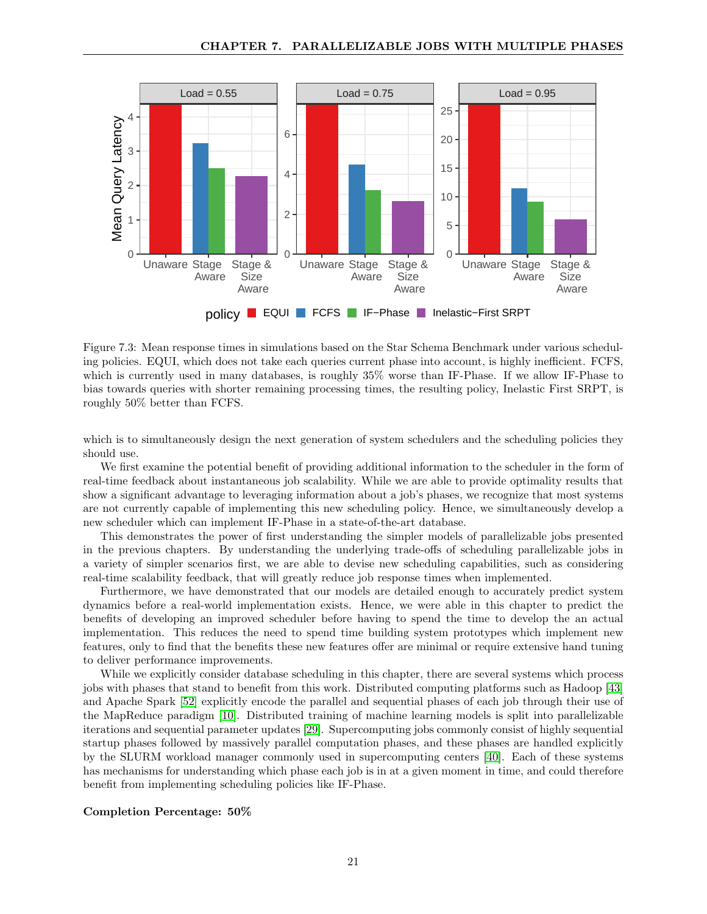Figure 7.3: Mean response times in simulations based on the Star Schema Benchmark under various scheduling policies. EQUI, which does not take each queries current phase into account, is highly inefficient. FCFS, which is currently used in many databases, is roughly 35% worse than IF-Phase. If we allow IF-Phase to bias towards queries with shorter remaining processing times, the resulting policy, Inelastic First SRPT, is roughly 50% better than FCFS.

which is to simultaneously design the next generation of system schedulers and the scheduling policies they should use.

We first examine the potential benefit of providing additional information to the scheduler in the form of real-time feedback about instantaneous job scalability. While we are able to provide optimality results that show a significant advantage to leveraging information about a job's phases, we recognize that most systems are not currently capable of implementing this new scheduling policy. Hence, we simultaneously develop a new scheduler which can implement IF-Phase in a state-of-the-art database.

This demonstrates the power of first understanding the simpler models of parallelizable jobs presented in the previous chapters. By understanding the underlying trade-offs of scheduling parallelizable jobs in a variety of simpler scenarios first, we are able to devise new scheduling capabilities, such as considering real-time scalability feedback, that will greatly reduce job response times when implemented.

Furthermore, we have demonstrated that our models are detailed enough to accurately predict system dynamics before a real-world implementation exists. Hence, we were able in this chapter to predict the benefits of developing an improved scheduler before having to spend the time to develop the an actual implementation. This reduces the need to spend time building system prototypes which implement new features, only to find that the benefits these new features offer are minimal or require extensive hand tuning to deliver performance improvements.

While we explicitly consider database scheduling in this chapter, there are several systems which process jobs with phases that stand to benefit from this work. Distributed computing platforms such as Hadoop [43] and Apache Spark [52] explicitly encode the parallel and sequential phases of each job through their use of the MapReduce paradigm [10]. Distributed training of machine learning models is split into parallelizable iterations and sequential parameter updates [29]. Supercomputing jobs commonly consist of highly sequential startup phases followed by massively parallel computation phases, and these phases are handled explicitly by the SLURM workload manager commonly used in supercomputing centers [40]. Each of these systems has mechanisms for understanding which phase each job is in at a given moment in time, and could therefore benefit from implementing scheduling policies like IF-Phase.

**Completion Percentage: 50%**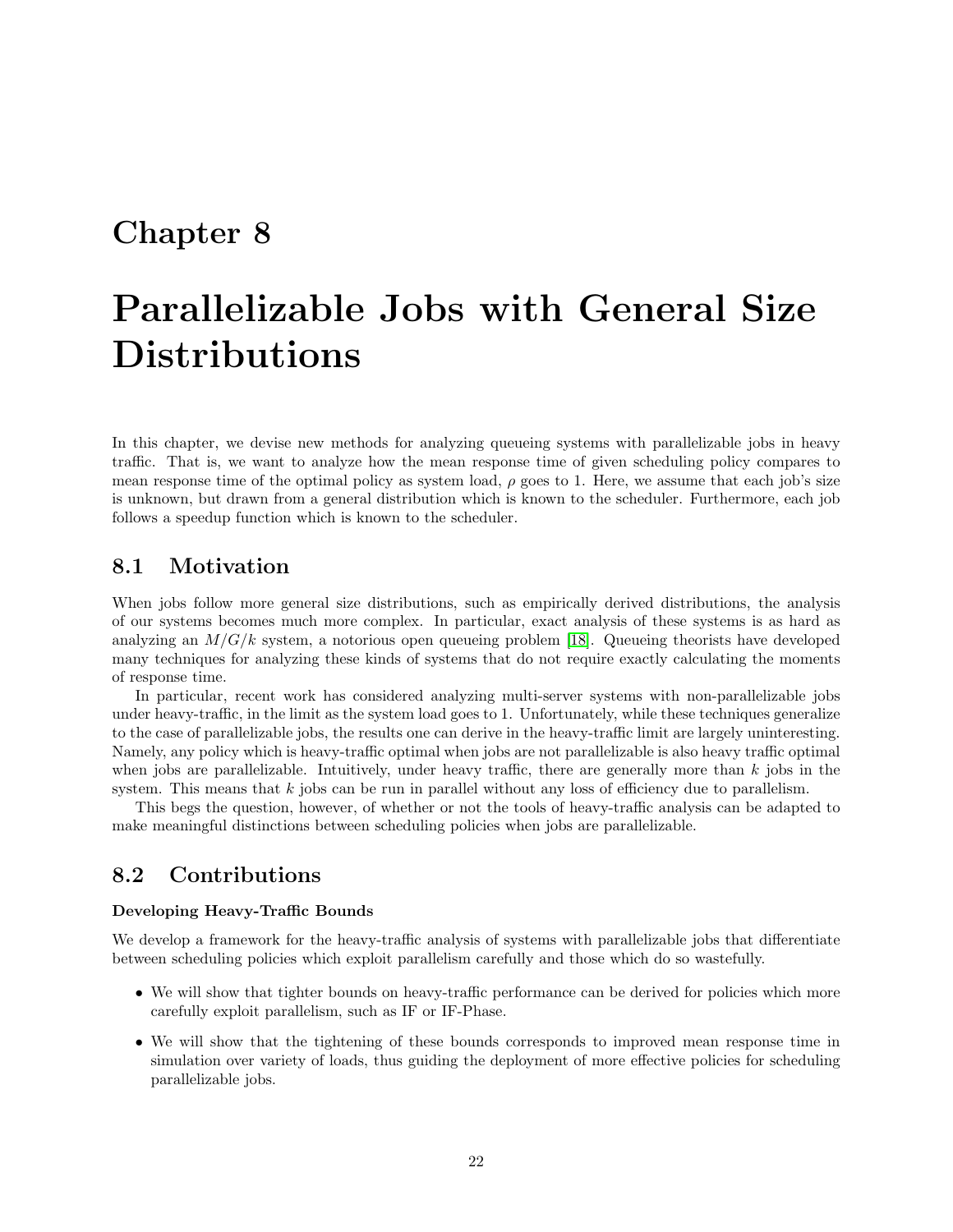# Chapter 8

# Parallelizable Jobs with General Size Distributions

In this chapter, we devise new methods for analyzing queueing systems with parallelizable jobs in heavy traffic. That is, we want to analyze how the mean response time of given scheduling policy compares to mean response time of the optimal policy as system load, $\rho$ goes to 1. Here, we assume that each job's size is unknown, but drawn from a general distribution which is known to the scheduler. Furthermore, each job follows a speedup function which is known to the scheduler.

## 8.1 Motivation

When jobs follow more general size distributions, such as empirically derived distributions, the analysis of our systems becomes much more complex. In particular, exact analysis of these systems is as hard as analyzing an $M/G/k$ system, a notorious open queueing problem [18]. Queueing theorists have developed many techniques for analyzing these kinds of systems that do not require exactly calculating the moments of response time.

In particular, recent work has considered analyzing multi-server systems with non-parallelizable jobs under heavy-traffic, in the limit as the system load goes to 1. Unfortunately, while these techniques generalize to the case of parallelizable jobs, the results one can derive in the heavy-traffic limit are largely uninteresting. Namely, any policy which is heavy-traffic optimal when jobs are not parallelizable is also heavy traffic optimal when jobs are parallelizable. Intuitively, under heavy traffic, there are generally more than $k$ jobs in the system. This means that $k$ jobs can be run in parallel without any loss of efficiency due to parallelism.

This begs the question, however, of whether or not the tools of heavy-traffic analysis can be adapted to make meaningful distinctions between scheduling policies when jobs are parallelizable.

## 8.2 Contributions

**Developing Heavy-Traffic Bounds**

We develop a framework for the heavy-traffic analysis of systems with parallelizable jobs that differentiate between scheduling policies which exploit parallelism carefully and those which do so wastefully.

- We will show that tighter bounds on heavy-traffic performance can be derived for policies which more carefully exploit parallelism, such as IF or IF-Phase.
- We will show that the tightening of these bounds corresponds to improved mean response time in simulation over variety of loads, thus guiding the deployment of more effective policies for scheduling parallelizable jobs.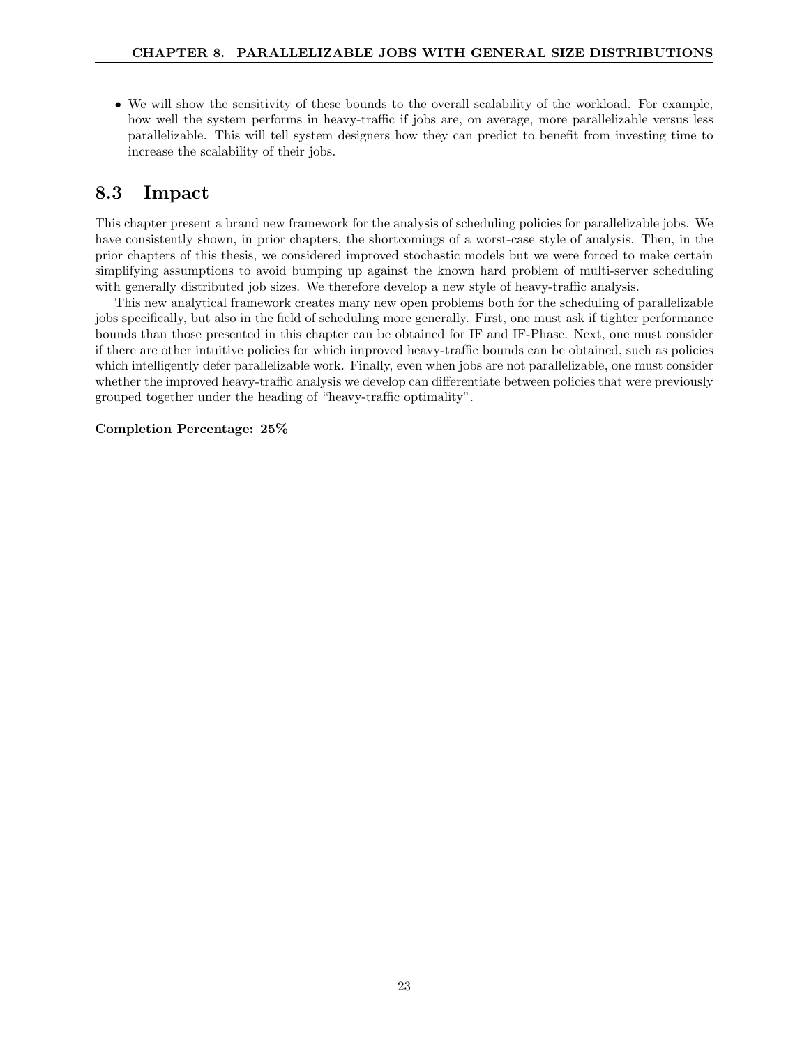- We will show the sensitivity of these bounds to the overall scalability of the workload. For example, how well the system performs in heavy-traffic if jobs are, on average, more parallelizable versus less parallelizable. This will tell system designers how they can predict to benefit from investing time to increase the scalability of their jobs.

## 8.3 Impact

This chapter present a brand new framework for the analysis of scheduling policies for parallelizable jobs. We have consistently shown, in prior chapters, the shortcomings of a worst-case style of analysis. Then, in the prior chapters of this thesis, we considered improved stochastic models but we were forced to make certain simplifying assumptions to avoid bumping up against the known hard problem of multi-server scheduling with generally distributed job sizes. We therefore develop a new style of heavy-traffic analysis.

This new analytical framework creates many new open problems both for the scheduling of parallelizable jobs specifically, but also in the field of scheduling more generally. First, one must ask if tighter performance bounds than those presented in this chapter can be obtained for IF and IF-Phase. Next, one must consider if there are other intuitive policies for which improved heavy-traffic bounds can be obtained, such as policies which intelligently defer parallelizable work. Finally, even when jobs are not parallelizable, one must consider whether the improved heavy-traffic analysis we develop can differentiate between policies that were previously grouped together under the heading of "heavy-traffic optimality".

**Completion Percentage: 25%**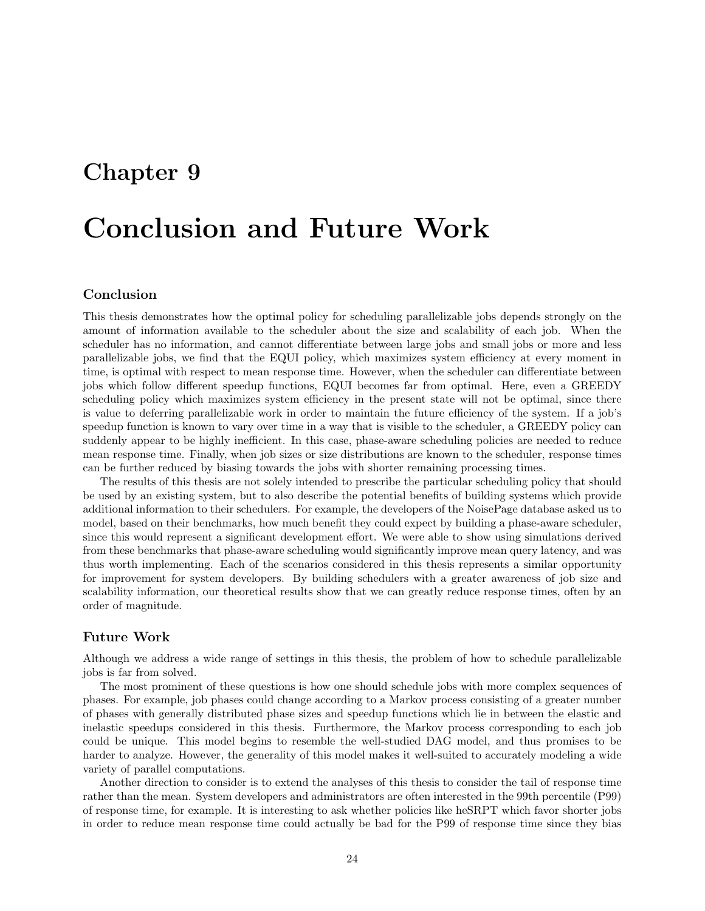# Chapter 9

# Conclusion and Future Work

### Conclusion

This thesis demonstrates how the optimal policy for scheduling parallelizable jobs depends strongly on the amount of information available to the scheduler about the size and scalability of each job. When the scheduler has no information, and cannot differentiate between large jobs and small jobs or more and less parallelizable jobs, we find that the EQUI policy, which maximizes system efficiency at every moment in time, is optimal with respect to mean response time. However, when the scheduler can differentiate between jobs which follow different speedup functions, EQUI becomes far from optimal. Here, even a GREEDY scheduling policy which maximizes system efficiency in the present state will not be optimal, since there is value to deferring parallelizable work in order to maintain the future efficiency of the system. If a job's speedup function is known to vary over time in a way that is visible to the scheduler, a GREEDY policy can suddenly appear to be highly inefficient. In this case, phase-aware scheduling policies are needed to reduce mean response time. Finally, when job sizes or size distributions are known to the scheduler, response times can be further reduced by biasing towards the jobs with shorter remaining processing times.

The results of this thesis are not solely intended to prescribe the particular scheduling policy that should be used by an existing system, but to also describe the potential benefits of building systems which provide additional information to their schedulers. For example, the developers of the NoisePage database asked us to model, based on their benchmarks, how much benefit they could expect by building a phase-aware scheduler, since this would represent a significant development effort. We were able to show using simulations derived from these benchmarks that phase-aware scheduling would significantly improve mean query latency, and was thus worth implementing. Each of the scenarios considered in this thesis represents a similar opportunity for improvement for system developers. By building schedulers with a greater awareness of job size and scalability information, our theoretical results show that we can greatly reduce response times, often by an order of magnitude.

### Future Work

Although we address a wide range of settings in this thesis, the problem of how to schedule parallelizable jobs is far from solved.

The most prominent of these questions is how one should schedule jobs with more complex sequences of phases. For example, job phases could change according to a Markov process consisting of a greater number of phases with generally distributed phase sizes and speedup functions which lie in between the elastic and inelastic speedups considered in this thesis. Furthermore, the Markov process corresponding to each job could be unique. This model begins to resemble the well-studied DAG model, and thus promises to be harder to analyze. However, the generality of this model makes it well-suited to accurately modeling a wide variety of parallel computations.

Another direction to consider is to extend the analyses of this thesis to consider the tail of response time rather than the mean. System developers and administrators are often interested in the 99th percentile (P99) of response time, for example. It is interesting to ask whether policies like heSRPT which favor shorter jobs in order to reduce mean response time could actually be bad for the P99 of response time since they bias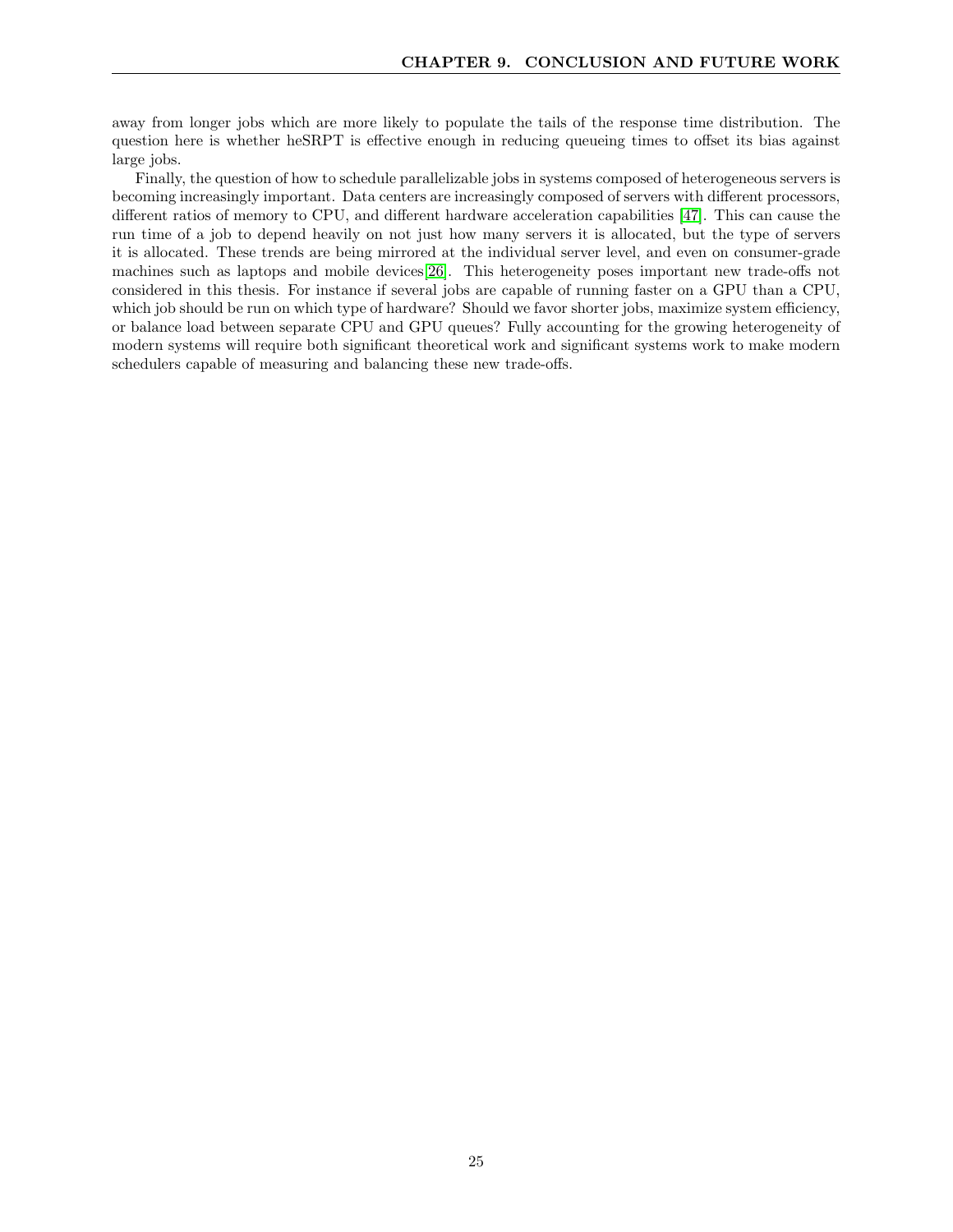away from longer jobs which are more likely to populate the tails of the response time distribution. The question here is whether heSRPT is effective enough in reducing queueing times to offset its bias against large jobs.

Finally, the question of how to schedule parallelizable jobs in systems composed of heterogeneous servers is becoming increasingly important. Data centers are increasingly composed of servers with different processors, different ratios of memory to CPU, and different hardware acceleration capabilities [47]. This can cause the run time of a job to depend heavily on not just how many servers it is allocated, but the type of servers it is allocated. These trends are being mirrored at the individual server level, and even on consumer-grade machines such as laptops and mobile devices[26]. This heterogeneity poses important new trade-offs not considered in this thesis. For instance if several jobs are capable of running faster on a GPU than a CPU, which job should be run on which type of hardware? Should we favor shorter jobs, maximize system efficiency, or balance load between separate CPU and GPU queues? Fully accounting for the growing heterogeneity of modern systems will require both significant theoretical work and significant systems work to make modern schedulers capable of measuring and balancing these new trade-offs.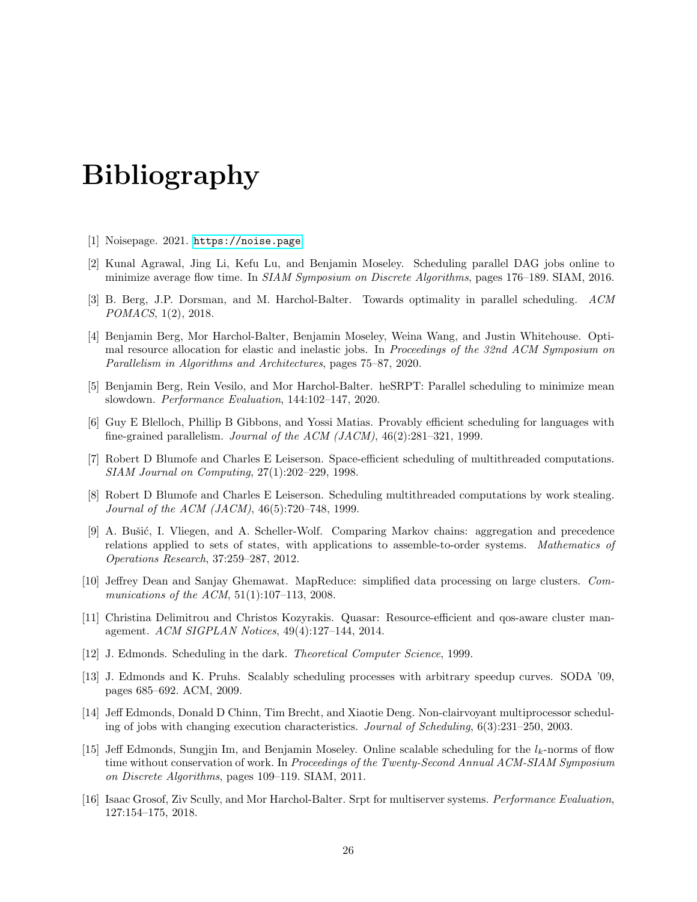# Bibliography

[1] Noisepage. 2021. https://noise.page.

[2] Kunal Agrawal, Jing Li, Kefu Lu, and Benjamin Moseley. Scheduling parallel DAG jobs online to minimize average flow time. In *SIAM Symposium on Discrete Algorithms*, pages 176–189. SIAM, 2016.

[3] B. Berg, J.P. Dorsman, and M. Harchol-Balter. Towards optimality in parallel scheduling. *ACM POMACS*, 1(2), 2018.

[4] Benjamin Berg, Mor Harchol-Balter, Benjamin Moseley, Weina Wang, and Justin Whitehouse. Optimal resource allocation for elastic and inelastic jobs. In *Proceedings of the 32nd ACM Symposium on Parallelism in Algorithms and Architectures*, pages 75–87, 2020.

[5] Benjamin Berg, Rein Vesilo, and Mor Harchol-Balter. heSRPT: Parallel scheduling to minimize mean slowdown. *Performance Evaluation*, 144:102–147, 2020.

[6] Guy E Blelloch, Phillip B Gibbons, and Yossi Matias. Provably efficient scheduling for languages with fine-grained parallelism. *Journal of the ACM (JACM)*, 46(2):281–321, 1999.

[7] Robert D Blumofe and Charles E Leiserson. Space-efficient scheduling of multithreaded computations. *SIAM Journal on Computing*, 27(1):202–229, 1998.

[8] Robert D Blumofe and Charles E Leiserson. Scheduling multithreaded computations by work stealing. *Journal of the ACM (JACM)*, 46(5):720–748, 1999.

[9] A. Bušić, I. Vliegen, and A. Scheller-Wolf. Comparing Markov chains: aggregation and precedence relations applied to sets of states, with applications to assemble-to-order systems. *Mathematics of Operations Research*, 37:259–287, 2012.

[10] Jeffrey Dean and Sanjay Ghemawat. MapReduce: simplified data processing on large clusters. *Communications of the ACM*, 51(1):107–113, 2008.

[11] Christina Delimitrou and Christos Kozyrakis. Quasar: Resource-efficient and qos-aware cluster management. *ACM SIGPLAN Notices*, 49(4):127–144, 2014.

[12] J. Edmonds. Scheduling in the dark. *Theoretical Computer Science*, 1999.

[13] J. Edmonds and K. Pruhs. Scalably scheduling processes with arbitrary speedup curves. SODA '09, pages 685–692. ACM, 2009.

[14] Jeff Edmonds, Donald D Chinn, Tim Brecht, and Xiaotie Deng. Non-clairvoyant multiprocessor scheduling of jobs with changing execution characteristics. *Journal of Scheduling*, 6(3):231–250, 2003.

[15] Jeff Edmonds, Sungjin Im, and Benjamin Moseley. Online scalable scheduling for the $l_k$-norms of flow time without conservation of work. In *Proceedings of the Twenty-Second Annual ACM-SIAM Symposium on Discrete Algorithms*, pages 109–119. SIAM, 2011.

[16] Isaac Grosof, Ziv Scully, and Mor Harchol-Balter. Srpt for multiserver systems. *Performance Evaluation*, 127:154–175, 2018.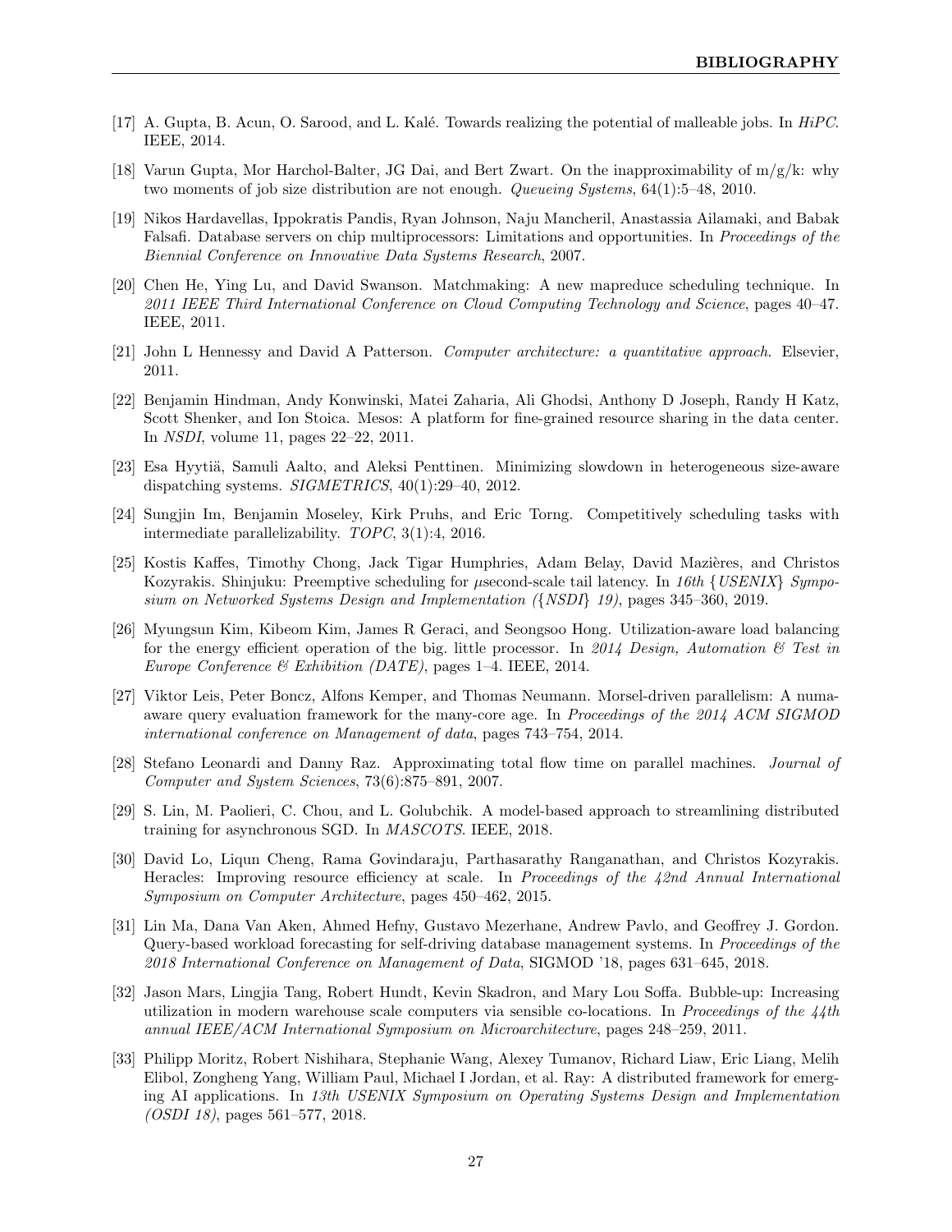[17] A. Gupta, B. Acun, O. Sarood, and L. Kalé. Towards realizing the potential of malleable jobs. In *HiPC*. IEEE, 2014.

[18] Varun Gupta, Mor Harchol-Balter, JG Dai, and Bert Zwart. On the inapproximability of m/g/k: why two moments of job size distribution are not enough. *Queueing Systems*, 64(1):5–48, 2010.

[19] Nikos Hardavellas, Ippokratis Pandis, Ryan Johnson, Naju Mancheril, Anastassia Ailamaki, and Babak Falsafi. Database servers on chip multiprocessors: Limitations and opportunities. In *Proceedings of the Biennial Conference on Innovative Data Systems Research*, 2007.

[20] Chen He, Ying Lu, and David Swanson. Matchmaking: A new mapreduce scheduling technique. In *2011 IEEE Third International Conference on Cloud Computing Technology and Science*, pages 40–47. IEEE, 2011.

[21] John L Hennessy and David A Patterson. *Computer architecture: a quantitative approach*. Elsevier, 2011.

[22] Benjamin Hindman, Andy Konwinski, Matei Zaharia, Ali Ghodsi, Anthony D Joseph, Randy H Katz, Scott Shenker, and Ion Stoica. Mesos: A platform for fine-grained resource sharing in the data center. In *NSDI*, volume 11, pages 22–22, 2011.

[23] Esa Hyytiä, Samuli Aalto, and Aleksi Penttinen. Minimizing slowdown in heterogeneous size-aware dispatching systems. *SIGMETRICS*, 40(1):29–40, 2012.

[24] Sungjin Im, Benjamin Moseley, Kirk Pruhs, and Eric Torng. Competitively scheduling tasks with intermediate parallelizability. *TOPC*, 3(1):4, 2016.

[25] Kostis Kaffes, Timothy Chong, Jack Tigar Humphries, Adam Belay, David Mazières, and Christos Kozyrakis. Shinjuku: Preemptive scheduling for $\mu$second-scale tail latency. In *16th {USENIX} Symposium on Networked Systems Design and Implementation ({NSDI} 19)*, pages 345–360, 2019.

[26] Myungsun Kim, Kibeom Kim, James R Geraci, and Seongsoo Hong. Utilization-aware load balancing for the energy efficient operation of the big. little processor. In *2014 Design, Automation & Test in Europe Conference & Exhibition (DATE)*, pages 1–4. IEEE, 2014.

[27] Viktor Leis, Peter Boncz, Alfons Kemper, and Thomas Neumann. Morsel-driven parallelism: A numa-aware query evaluation framework for the many-core age. In *Proceedings of the 2014 ACM SIGMOD international conference on Management of data*, pages 743–754, 2014.

[28] Stefano Leonardi and Danny Raz. Approximating total flow time on parallel machines. *Journal of Computer and System Sciences*, 73(6):875–891, 2007.

[29] S. Lin, M. Paolieri, C. Chou, and L. Golubchik. A model-based approach to streamlining distributed training for asynchronous SGD. In *MASCOTS*. IEEE, 2018.

[30] David Lo, Liqun Cheng, Rama Govindaraju, Parthasarathy Ranganathan, and Christos Kozyrakis. Heracles: Improving resource efficiency at scale. In *Proceedings of the 42nd Annual International Symposium on Computer Architecture*, pages 450–462, 2015.

[31] Lin Ma, Dana Van Aken, Ahmed Hefny, Gustavo Mezerhane, Andrew Pavlo, and Geoffrey J. Gordon. Query-based workload forecasting for self-driving database management systems. In *Proceedings of the 2018 International Conference on Management of Data*, SIGMOD '18, pages 631–645, 2018.

[32] Jason Mars, Lingjia Tang, Robert Hundt, Kevin Skadron, and Mary Lou Soffa. Bubble-up: Increasing utilization in modern warehouse scale computers via sensible co-locations. In *Proceedings of the 44th annual IEEE/ACM International Symposium on Microarchitecture*, pages 248–259, 2011.

[33] Philipp Moritz, Robert Nishihara, Stephanie Wang, Alexey Tumanov, Richard Liaw, Eric Liang, Melih Elibol, Zongheng Yang, William Paul, Michael I Jordan, et al. Ray: A distributed framework for emerging AI applications. In *13th USENIX Symposium on Operating Systems Design and Implementation (OSDI 18)*, pages 561–577, 2018.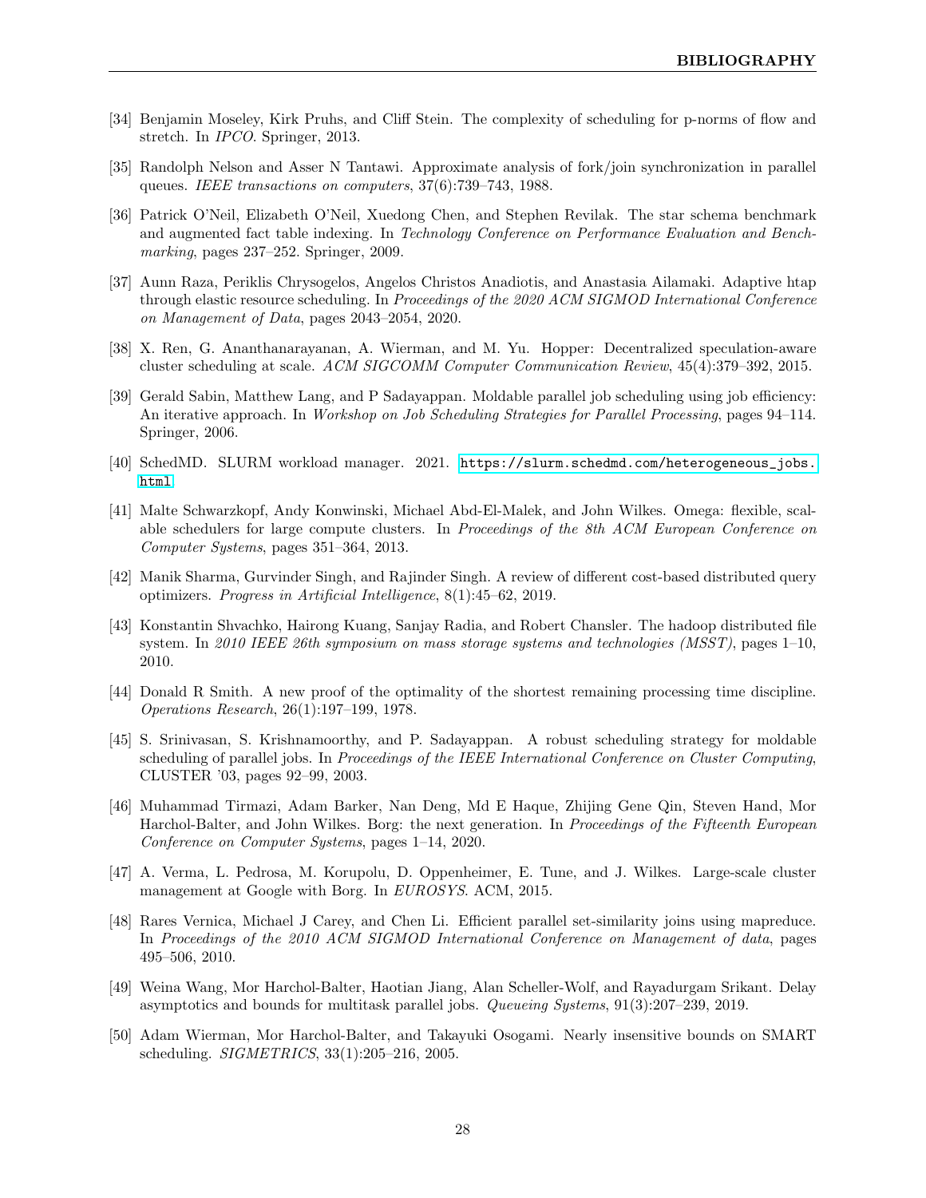[34] Benjamin Moseley, Kirk Pruhs, and Cliff Stein. The complexity of scheduling for p-norms of flow and stretch. In *IPCO*. Springer, 2013.

[35] Randolph Nelson and Asser N Tantawi. Approximate analysis of fork/join synchronization in parallel queues. *IEEE transactions on computers*, 37(6):739–743, 1988.

[36] Patrick O'Neil, Elizabeth O'Neil, Xuedong Chen, and Stephen Revilak. The star schema benchmark and augmented fact table indexing. In *Technology Conference on Performance Evaluation and Benchmarking*, pages 237–252. Springer, 2009.

[37] Aunn Raza, Periklis Chrysogelos, Angelos Christos Anadiotis, and Anastasia Ailamaki. Adaptive htap through elastic resource scheduling. In *Proceedings of the 2020 ACM SIGMOD International Conference on Management of Data*, pages 2043–2054, 2020.

[38] X. Ren, G. Ananthanarayanan, A. Wierman, and M. Yu. Hopper: Decentralized speculation-aware cluster scheduling at scale. *ACM SIGCOMM Computer Communication Review*, 45(4):379–392, 2015.

[39] Gerald Sabin, Matthew Lang, and P Sadayappan. Moldable parallel job scheduling using job efficiency: An iterative approach. In *Workshop on Job Scheduling Strategies for Parallel Processing*, pages 94–114. Springer, 2006.

[40] SchedMD. SLURM workload manager. 2021. https://slurm.schedmd.com/heterogeneous_jobs.html.

[41] Malte Schwarzkopf, Andy Konwinski, Michael Abd-El-Malek, and John Wilkes. Omega: flexible, scalable schedulers for large compute clusters. In *Proceedings of the 8th ACM European Conference on Computer Systems*, pages 351–364, 2013.

[42] Manik Sharma, Gurvinder Singh, and Rajinder Singh. A review of different cost-based distributed query optimizers. *Progress in Artificial Intelligence*, 8(1):45–62, 2019.

[43] Konstantin Shvachko, Hairong Kuang, Sanjay Radia, and Robert Chansler. The hadoop distributed file system. In *2010 IEEE 26th symposium on mass storage systems and technologies (MSST)*, pages 1–10, 2010.

[44] Donald R Smith. A new proof of the optimality of the shortest remaining processing time discipline. *Operations Research*, 26(1):197–199, 1978.

[45] S. Srinivasan, S. Krishnamoorthy, and P. Sadayappan. A robust scheduling strategy for moldable scheduling of parallel jobs. In *Proceedings of the IEEE International Conference on Cluster Computing*, CLUSTER '03, pages 92–99, 2003.

[46] Muhammad Tirmazi, Adam Barker, Nan Deng, Md E Haque, Zhijing Gene Qin, Steven Hand, Mor Harchol-Balter, and John Wilkes. Borg: the next generation. In *Proceedings of the Fifteenth European Conference on Computer Systems*, pages 1–14, 2020.

[47] A. Verma, L. Pedrosa, M. Korupolu, D. Oppenheimer, E. Tune, and J. Wilkes. Large-scale cluster management at Google with Borg. In *EUROSYS*. ACM, 2015.

[48] Rares Vernica, Michael J Carey, and Chen Li. Efficient parallel set-similarity joins using mapreduce. In *Proceedings of the 2010 ACM SIGMOD International Conference on Management of data*, pages 495–506, 2010.

[49] Weina Wang, Mor Harchol-Balter, Haotian Jiang, Alan Scheller-Wolf, and Rayadurgam Srikant. Delay asymptotics and bounds for multitask parallel jobs. *Queueing Systems*, 91(3):207–239, 2019.

[50] Adam Wierman, Mor Harchol-Balter, and Takayuki Osogami. Nearly insensitive bounds on SMART scheduling. *SIGMETRICS*, 33(1):205–216, 2005.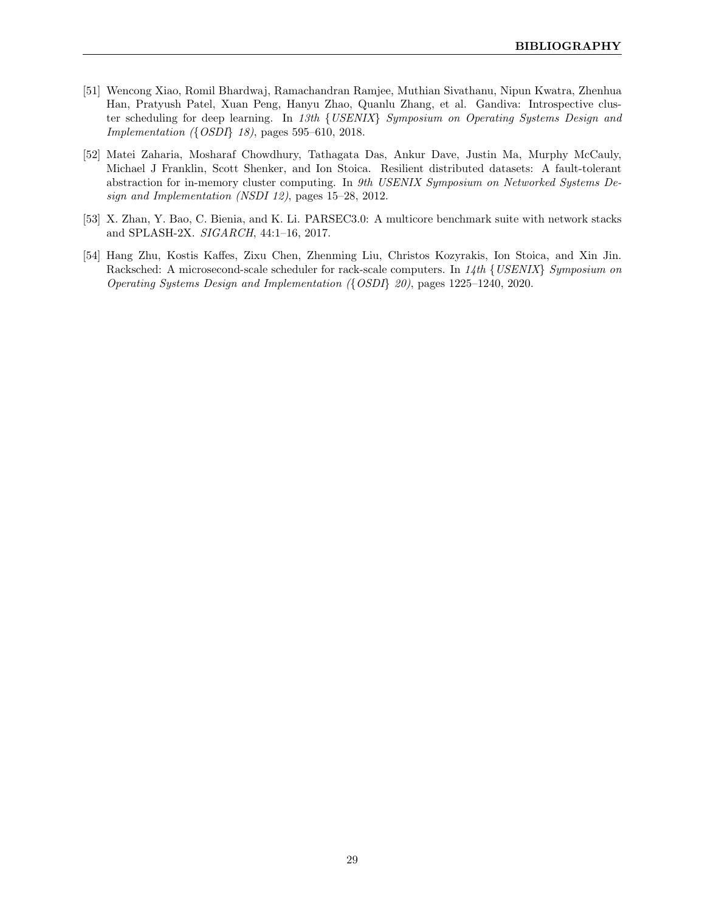[51] Wencong Xiao, Romil Bhardwaj, Ramachandran Ramjee, Muthian Sivathanu, Nipun Kwatra, Zhenhua Han, Pratyush Patel, Xuan Peng, Hanyu Zhao, Quanlu Zhang, et al. Gandiva: Introspective cluster scheduling for deep learning. In *13th {USENIX} Symposium on Operating Systems Design and Implementation ({OSDI} 18)*, pages 595–610, 2018.

[52] Matei Zaharia, Mosharaf Chowdhury, Tathagata Das, Ankur Dave, Justin Ma, Murphy McCauly, Michael J Franklin, Scott Shenker, and Ion Stoica. Resilient distributed datasets: A fault-tolerant abstraction for in-memory cluster computing. In *9th USENIX Symposium on Networked Systems Design and Implementation (NSDI 12)*, pages 15–28, 2012.

[53] X. Zhan, Y. Bao, C. Bienia, and K. Li. PARSEC3.0: A multicore benchmark suite with network stacks and SPLASH-2X. *SIGARCH*, 44:1–16, 2017.

[54] Hang Zhu, Kostis Kaffes, Zixu Chen, Zhenming Liu, Christos Kozyrakis, Ion Stoica, and Xin Jin. Racksched: A microsecond-scale scheduler for rack-scale computers. In *14th {USENIX} Symposium on Operating Systems Design and Implementation ({OSDI} 20)*, pages 1225–1240, 2020.